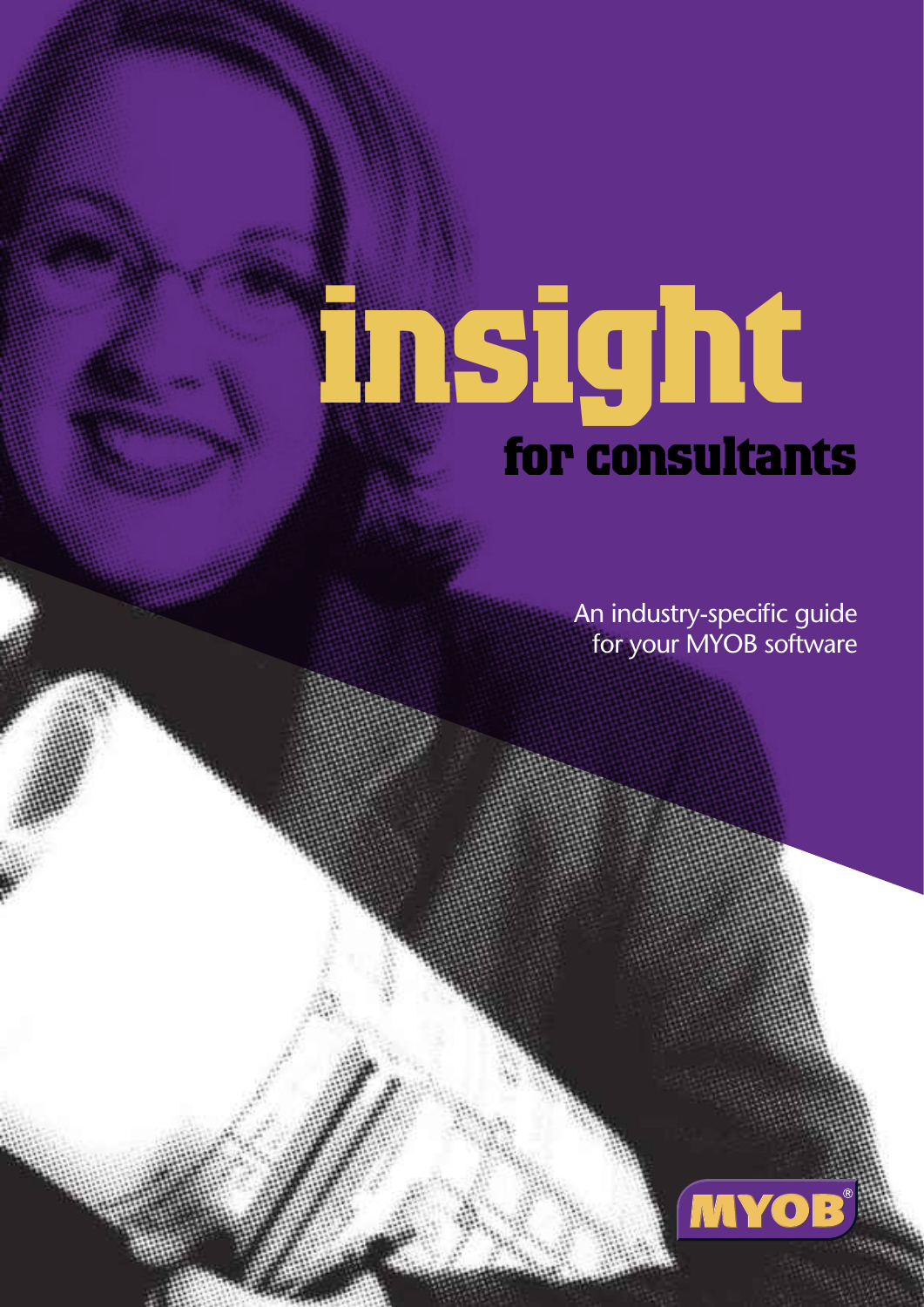# insight

## for consultants

An industry-specific guide for your MYOB software

MYOB®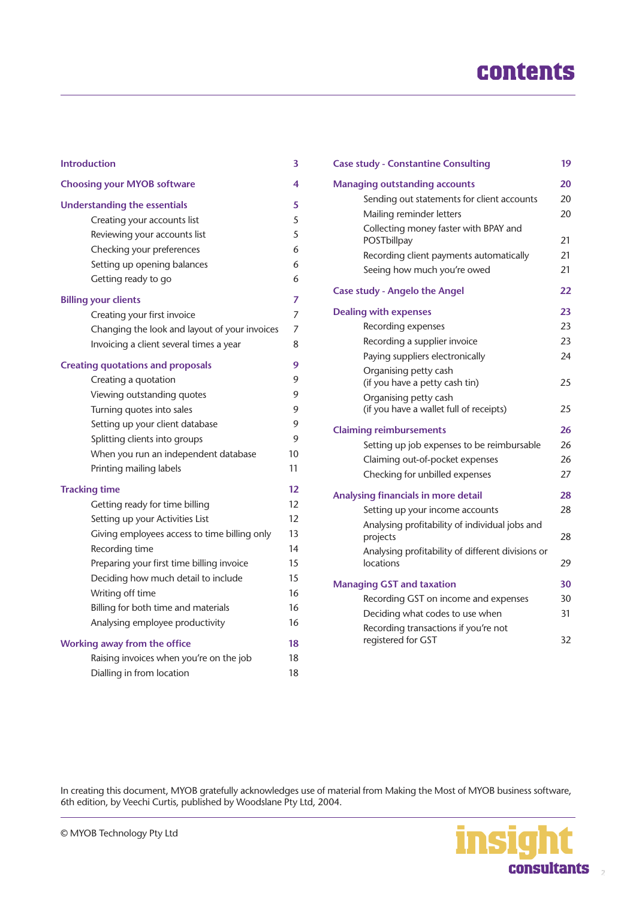# contents

| | |
|---|---|
| **Introduction** | **3** |
| **Choosing your MYOB software** | **4** |
| **Understanding the essentials** | **5** |
| Creating your accounts list | 5 |
| Reviewing your accounts list | 5 |
| Checking your preferences | 6 |
| Setting up opening balances | 6 |
| Getting ready to go | 6 |
| **Billing your clients** | **7** |
| Creating your first invoice | 7 |
| Changing the look and layout of your invoices | 7 |
| Invoicing a client several times a year | 8 |
| **Creating quotations and proposals** | **9** |
| Creating a quotation | 9 |
| Viewing outstanding quotes | 9 |
| Turning quotes into sales | 9 |
| Setting up your client database | 9 |
| Splitting clients into groups | 9 |
| When you run an independent database | 10 |
| Printing mailing labels | 11 |
| **Tracking time** | **12** |
| Getting ready for time billing | 12 |
| Setting up your Activities List | 12 |
| Giving employees access to time billing only | 13 |
| Recording time | 14 |
| Preparing your first time billing invoice | 15 |
| Deciding how much detail to include | 15 |
| Writing off time | 16 |
| Billing for both time and materials | 16 |
| Analysing employee productivity | 16 |
| **Working away from the office** | **18** |
| Raising invoices when you're on the job | 18 |
| Dialling in from location | 18 |
| **Case study - Constantine Consulting** | **19** |
| **Managing outstanding accounts** | **20** |
| Sending out statements for client accounts | 20 |
| Mailing reminder letters | 20 |
| Collecting money faster with BPAY and POSTbillpay | 21 |
| Recording client payments automatically | 21 |
| Seeing how much you're owed | 21 |
| **Case study - Angelo the Angel** | **22** |
| **Dealing with expenses** | **23** |
| Recording expenses | 23 |
| Recording a supplier invoice | 23 |
| Paying suppliers electronically | 24 |
| Organising petty cash (if you have a petty cash tin) | 25 |
| Organising petty cash (if you have a wallet full of receipts) | 25 |
| **Claiming reimbursements** | **26** |
| Setting up job expenses to be reimbursable | 26 |
| Claiming out-of-pocket expenses | 26 |
| Checking for unbilled expenses | 27 |
| **Analysing financials in more detail** | **28** |
| Setting up your income accounts | 28 |
| Analysing profitability of individual jobs and projects | 28 |
| Analysing profitability of different divisions or locations | 29 |
| **Managing GST and taxation** | **30** |
| Recording GST on income and expenses | 30 |
| Deciding what codes to use when | 31 |
| Recording transactions if you're not registered for GST | 32 |

In creating this document, MYOB gratefully acknowledges use of material from Making the Most of MYOB business software, 6th edition, by Veechi Curtis, published by Woodslane Pty Ltd, 2004.

© MYOB Technology Pty Ltd

insight consultants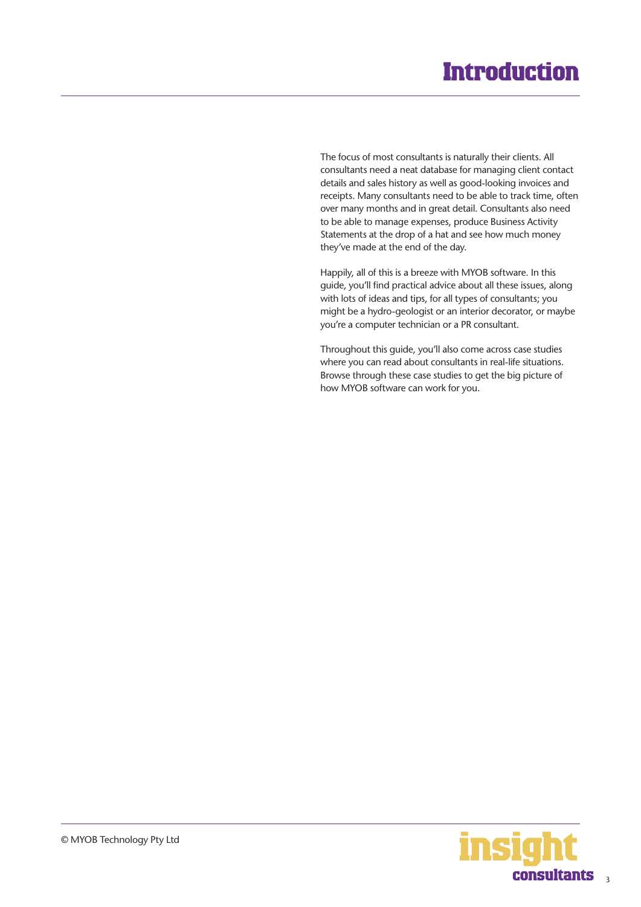# Introduction

The focus of most consultants is naturally their clients. All consultants need a neat database for managing client contact details and sales history as well as good-looking invoices and receipts. Many consultants need to be able to track time, often over many months and in great detail. Consultants also need to be able to manage expenses, produce Business Activity Statements at the drop of a hat and see how much money they've made at the end of the day.

Happily, all of this is a breeze with MYOB software. In this guide, you'll find practical advice about all these issues, along with lots of ideas and tips, for all types of consultants; you might be a hydro-geologist or an interior decorator, or maybe you're a computer technician or a PR consultant.

Throughout this guide, you'll also come across case studies where you can read about consultants in real-life situations. Browse through these case studies to get the big picture of how MYOB software can work for you.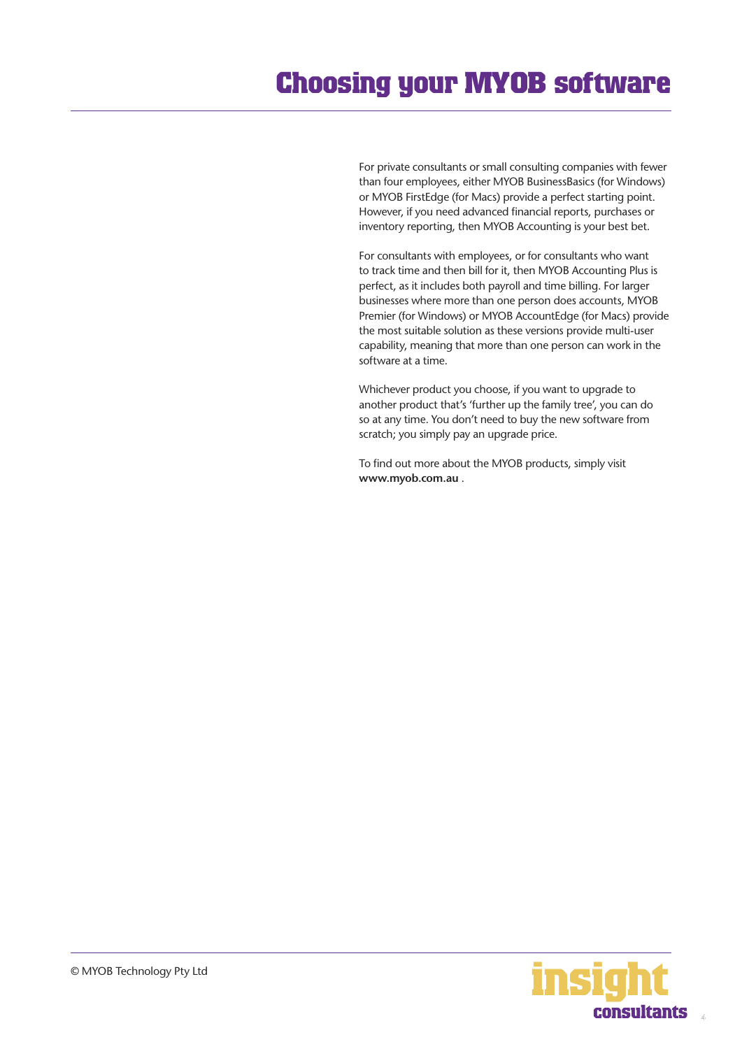# Choosing your MYOB software

For private consultants or small consulting companies with fewer than four employees, either MYOB BusinessBasics (for Windows) or MYOB FirstEdge (for Macs) provide a perfect starting point. However, if you need advanced financial reports, purchases or inventory reporting, then MYOB Accounting is your best bet.

For consultants with employees, or for consultants who want to track time and then bill for it, then MYOB Accounting Plus is perfect, as it includes both payroll and time billing. For larger businesses where more than one person does accounts, MYOB Premier (for Windows) or MYOB AccountEdge (for Macs) provide the most suitable solution as these versions provide multi-user capability, meaning that more than one person can work in the software at a time.

Whichever product you choose, if you want to upgrade to another product that's 'further up the family tree', you can do so at any time. You don't need to buy the new software from scratch; you simply pay an upgrade price.

To find out more about the MYOB products, simply visit **www.myob.com.au** .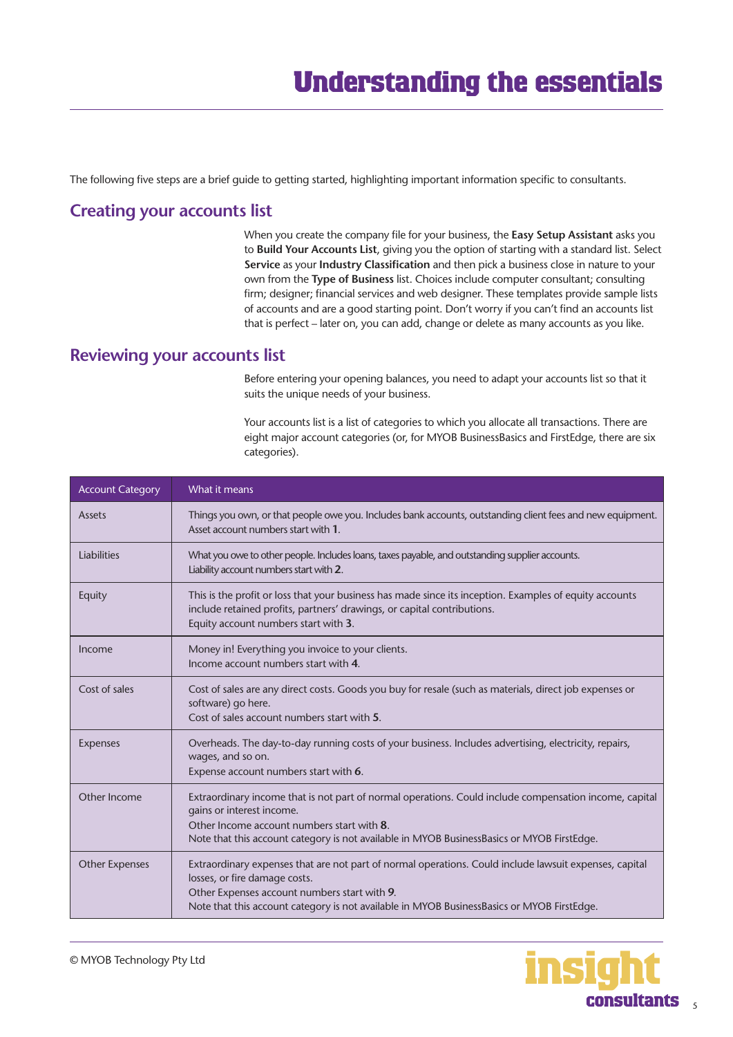# Understanding the essentials

The following five steps are a brief guide to getting started, highlighting important information specific to consultants.

## Creating your accounts list

When you create the company file for your business, the **Easy Setup Assistant** asks you to **Build Your Accounts List**, giving you the option of starting with a standard list. Select **Service** as your **Industry Classification** and then pick a business close in nature to your own from the **Type of Business** list. Choices include computer consultant; consulting firm; designer; financial services and web designer. These templates provide sample lists of accounts and are a good starting point. Don't worry if you can't find an accounts list that is perfect – later on, you can add, change or delete as many accounts as you like.

## Reviewing your accounts list

Before entering your opening balances, you need to adapt your accounts list so that it suits the unique needs of your business.

Your accounts list is a list of categories to which you allocate all transactions. There are eight major account categories (or, for MYOB BusinessBasics and FirstEdge, there are six categories).

| Account Category | What it means |
|---|---|
| Assets | Things you own, or that people owe you. Includes bank accounts, outstanding client fees and new equipment.<br>Asset account numbers start with **1**. |
| Liabilities | What you owe to other people. Includes loans, taxes payable, and outstanding supplier accounts.<br>Liability account numbers start with **2**. |
| Equity | This is the profit or loss that your business has made since its inception. Examples of equity accounts include retained profits, partners' drawings, or capital contributions.<br>Equity account numbers start with **3**. |
| Income | Money in! Everything you invoice to your clients.<br>Income account numbers start with **4**. |
| Cost of sales | Cost of sales are any direct costs. Goods you buy for resale (such as materials, direct job expenses or software) go here.<br>Cost of sales account numbers start with **5**. |
| Expenses | Overheads. The day-to-day running costs of your business. Includes advertising, electricity, repairs, wages, and so on.<br>Expense account numbers start with **6**. |
| Other Income | Extraordinary income that is not part of normal operations. Could include compensation income, capital gains or interest income.<br>Other Income account numbers start with **8**.<br>Note that this account category is not available in MYOB BusinessBasics or MYOB FirstEdge. |
| Other Expenses | Extraordinary expenses that are not part of normal operations. Could include lawsuit expenses, capital losses, or fire damage costs.<br>Other Expenses account numbers start with **9**.<br>Note that this account category is not available in MYOB BusinessBasics or MYOB FirstEdge. |

© MYOB Technology Pty Ltd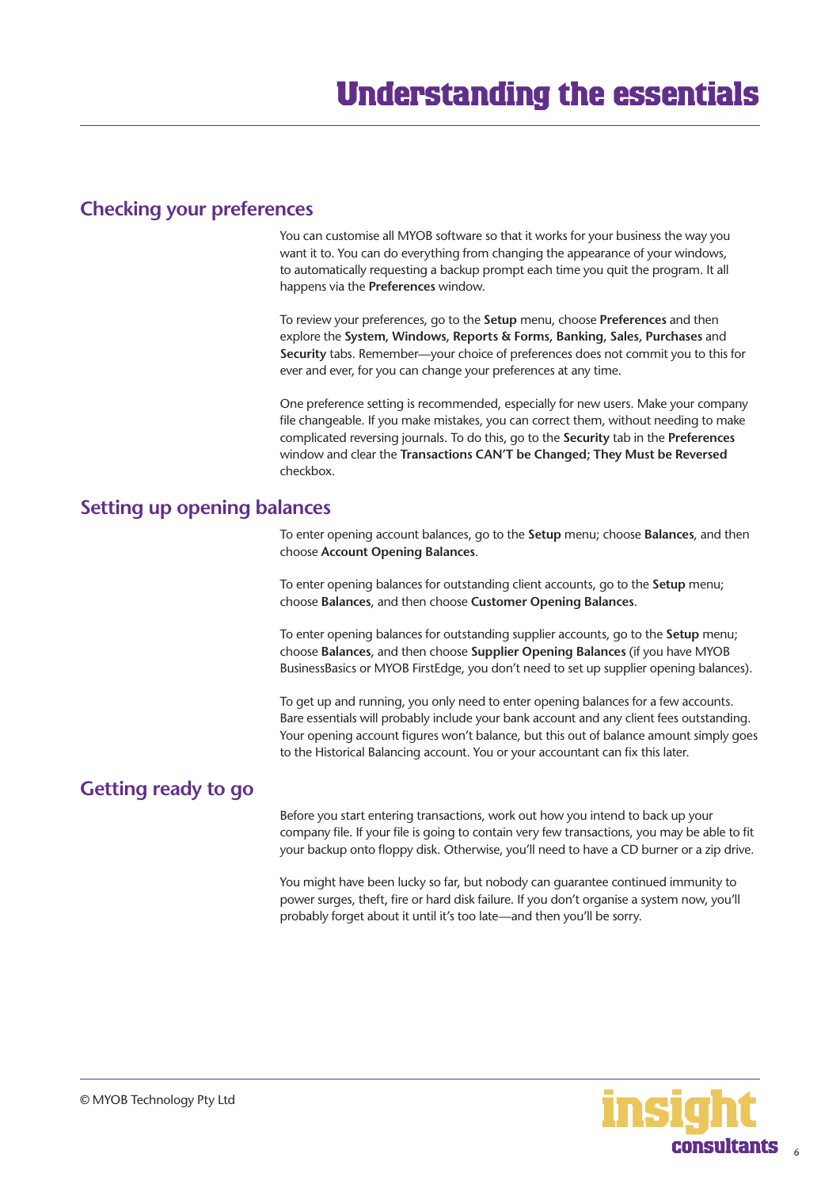# Understanding the essentials

## Checking your preferences

You can customise all MYOB software so that it works for your business the way you want it to. You can do everything from changing the appearance of your windows, to automatically requesting a backup prompt each time you quit the program. It all happens via the **Preferences** window.

To review your preferences, go to the **Setup** menu, choose **Preferences** and then explore the **System, Windows, Reports & Forms**, **Banking**, **Sales**, **Purchases** and **Security** tabs. Remember—your choice of preferences does not commit you to this for ever and ever, for you can change your preferences at any time.

One preference setting is recommended, especially for new users. Make your company file changeable. If you make mistakes, you can correct them, without needing to make complicated reversing journals. To do this, go to the **Security** tab in the **Preferences** window and clear the **Transactions CAN'T be Changed; They Must be Reversed** checkbox.

## Setting up opening balances

To enter opening account balances, go to the **Setup** menu; choose **Balances**, and then choose **Account Opening Balances**.

To enter opening balances for outstanding client accounts, go to the **Setup** menu; choose **Balances**, and then choose **Customer Opening Balances**.

To enter opening balances for outstanding supplier accounts, go to the **Setup** menu; choose **Balances**, and then choose **Supplier Opening Balances** (if you have MYOB BusinessBasics or MYOB FirstEdge, you don't need to set up supplier opening balances).

To get up and running, you only need to enter opening balances for a few accounts. Bare essentials will probably include your bank account and any client fees outstanding. Your opening account figures won't balance, but this out of balance amount simply goes to the Historical Balancing account. You or your accountant can fix this later.

## Getting ready to go

Before you start entering transactions, work out how you intend to back up your company file. If your file is going to contain very few transactions, you may be able to fit your backup onto floppy disk. Otherwise, you'll need to have a CD burner or a zip drive.

You might have been lucky so far, but nobody can guarantee continued immunity to power surges, theft, fire or hard disk failure. If you don't organise a system now, you'll probably forget about it until it's too late—and then you'll be sorry.

© MYOB Technology Pty Ltd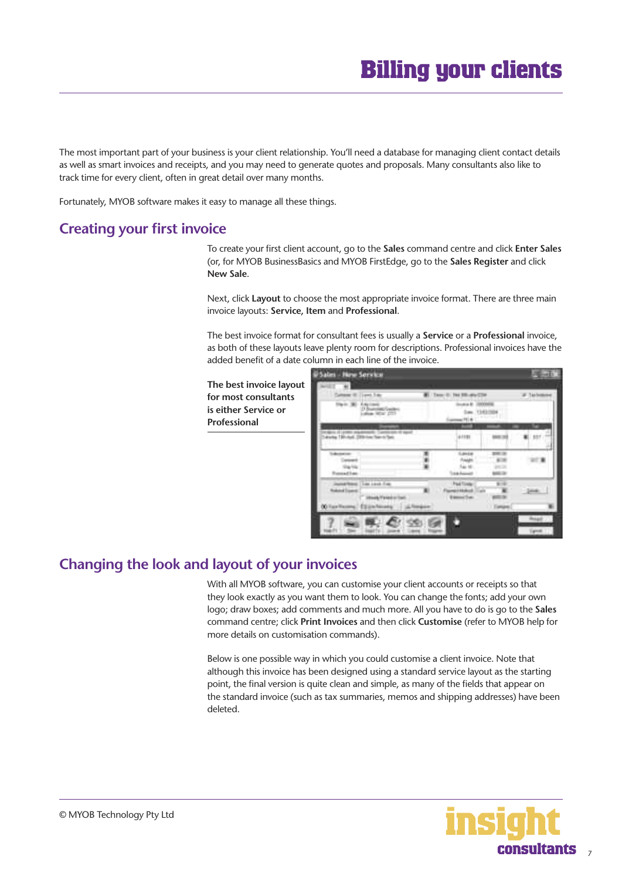# Billing your clients

The most important part of your business is your client relationship. You'll need a database for managing client contact details as well as smart invoices and receipts, and you may need to generate quotes and proposals. Many consultants also like to track time for every client, often in great detail over many months.

Fortunately, MYOB software makes it easy to manage all these things.

## Creating your first invoice

To create your first client account, go to the **Sales** command centre and click **Enter Sales** (or, for MYOB BusinessBasics and MYOB FirstEdge, go to the **Sales Register** and click **New Sale**.

Next, click **Layout** to choose the most appropriate invoice format. There are three main invoice layouts: **Service**, **Item** and **Professional**.

The best invoice format for consultant fees is usually a **Service** or a **Professional** invoice, as both of these layouts leave plenty room for descriptions. Professional invoices have the added benefit of a date column in each line of the invoice.

**The best invoice layout for most consultants is either Service or Professional**

## Changing the look and layout of your invoices

With all MYOB software, you can customise your client accounts or receipts so that they look exactly as you want them to look. You can change the fonts; add your own logo; draw boxes; add comments and much more. All you have to do is go to the **Sales** command centre; click **Print Invoices** and then click **Customise** (refer to MYOB help for more details on customisation commands).

Below is one possible way in which you could customise a client invoice. Note that although this invoice has been designed using a standard service layout as the starting point, the final version is quite clean and simple, as many of the fields that appear on the standard invoice (such as tax summaries, memos and shipping addresses) have been deleted.

© MYOB Technology Pty Ltd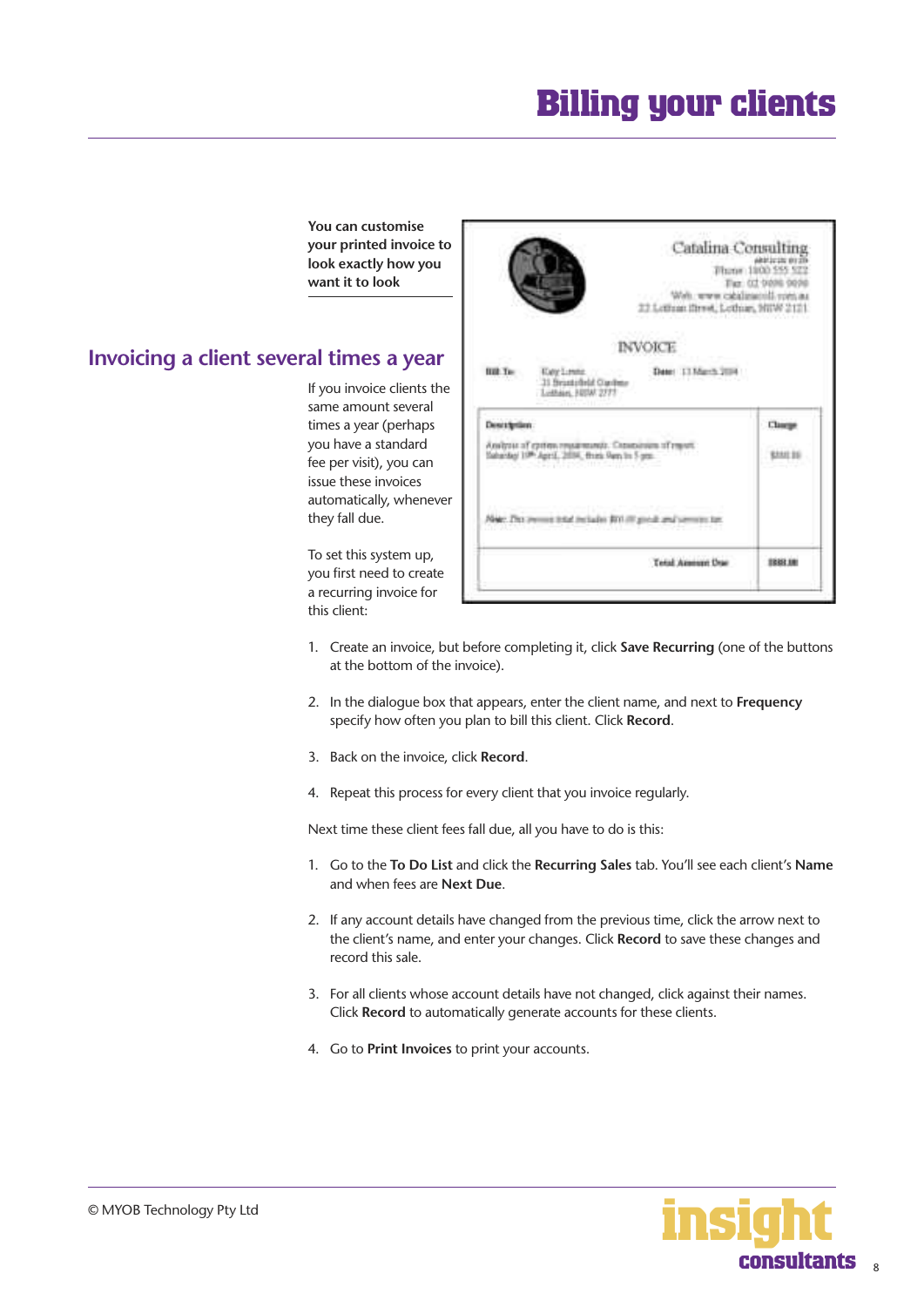You can customise your printed invoice to look exactly how you want it to look

## Invoicing a client several times a year

If you invoice clients the same amount several times a year (perhaps you have a standard fee per visit), you can issue these invoices automatically, whenever they fall due.

To set this system up, you first need to create a recurring invoice for this client:

1. Create an invoice, but before completing it, click **Save Recurring** (one of the buttons at the bottom of the invoice).
2. In the dialogue box that appears, enter the client name, and next to **Frequency** specify how often you plan to bill this client. Click **Record**.
3. Back on the invoice, click **Record**.
4. Repeat this process for every client that you invoice regularly.

Next time these client fees fall due, all you have to do is this:

1. Go to the **To Do List** and click the **Recurring Sales** tab. You'll see each client's **Name** and when fees are **Next Due**.
2. If any account details have changed from the previous time, click the arrow next to the client's name, and enter your changes. Click **Record** to save these changes and record this sale.
3. For all clients whose account details have not changed, click against their names. Click **Record** to automatically generate accounts for these clients.
4. Go to **Print Invoices** to print your accounts.

© MYOB Technology Pty Ltd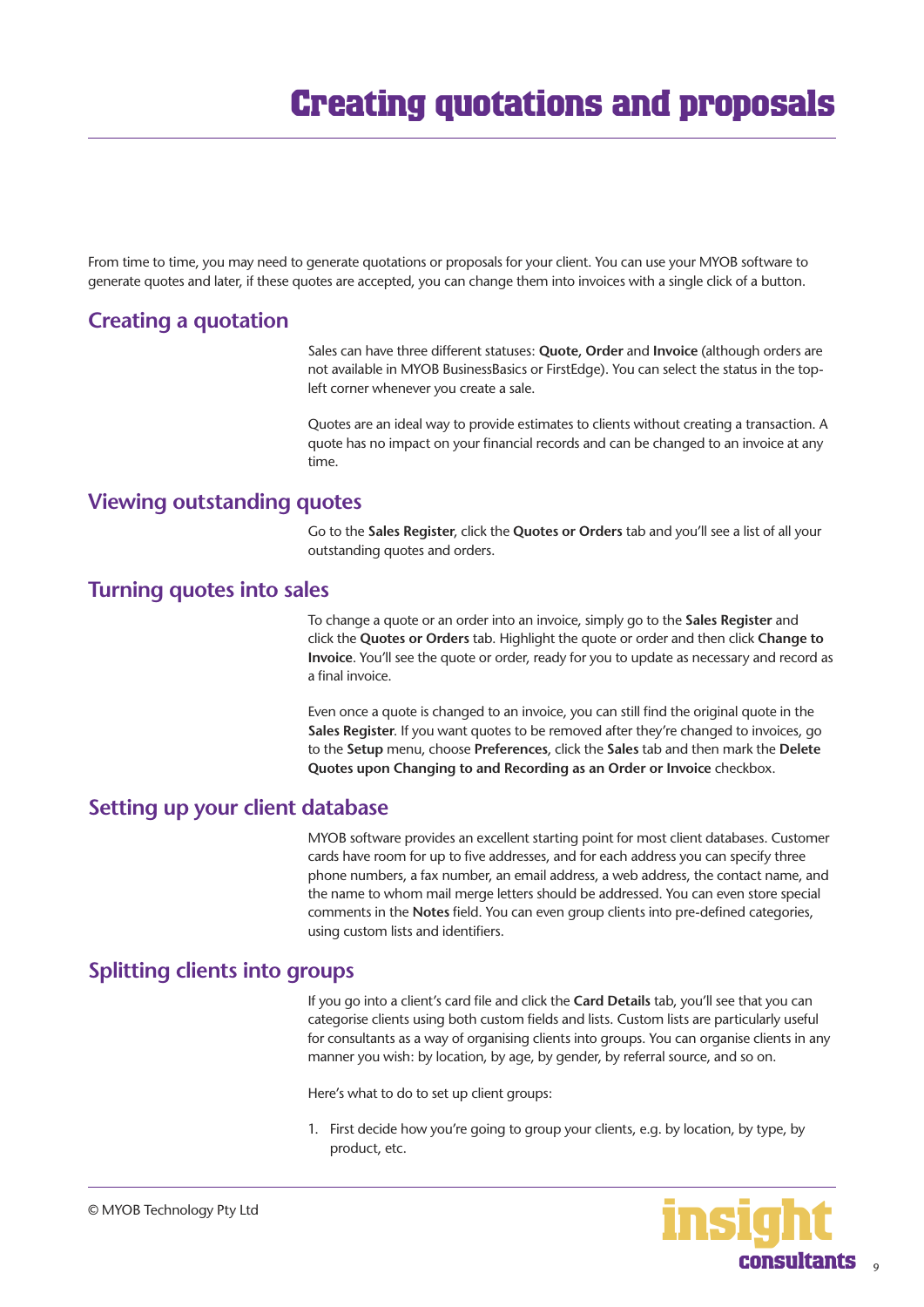# Creating quotations and proposals

From time to time, you may need to generate quotations or proposals for your client. You can use your MYOB software to generate quotes and later, if these quotes are accepted, you can change them into invoices with a single click of a button.

## Creating a quotation

Sales can have three different statuses: **Quote, Order** and **Invoice** (although orders are not available in MYOB BusinessBasics or FirstEdge). You can select the status in the top-left corner whenever you create a sale.

Quotes are an ideal way to provide estimates to clients without creating a transaction. A quote has no impact on your financial records and can be changed to an invoice at any time.

## Viewing outstanding quotes

Go to the **Sales Register**, click the **Quotes or Orders** tab and you'll see a list of all your outstanding quotes and orders.

## Turning quotes into sales

To change a quote or an order into an invoice, simply go to the **Sales Register** and click the **Quotes or Orders** tab. Highlight the quote or order and then click **Change to Invoice**. You'll see the quote or order, ready for you to update as necessary and record as a final invoice.

Even once a quote is changed to an invoice, you can still find the original quote in the **Sales Register**. If you want quotes to be removed after they're changed to invoices, go to the **Setup** menu, choose **Preferences**, click the **Sales** tab and then mark the **Delete Quotes upon Changing to and Recording as an Order or Invoice** checkbox.

## Setting up your client database

MYOB software provides an excellent starting point for most client databases. Customer cards have room for up to five addresses, and for each address you can specify three phone numbers, a fax number, an email address, a web address, the contact name, and the name to whom mail merge letters should be addressed. You can even store special comments in the **Notes** field. You can even group clients into pre-defined categories, using custom lists and identifiers.

## Splitting clients into groups

If you go into a client's card file and click the **Card Details** tab, you'll see that you can categorise clients using both custom fields and lists. Custom lists are particularly useful for consultants as a way of organising clients into groups. You can organise clients in any manner you wish: by location, by age, by gender, by referral source, and so on.

Here's what to do to set up client groups:

1. First decide how you're going to group your clients, e.g. by location, by type, by product, etc.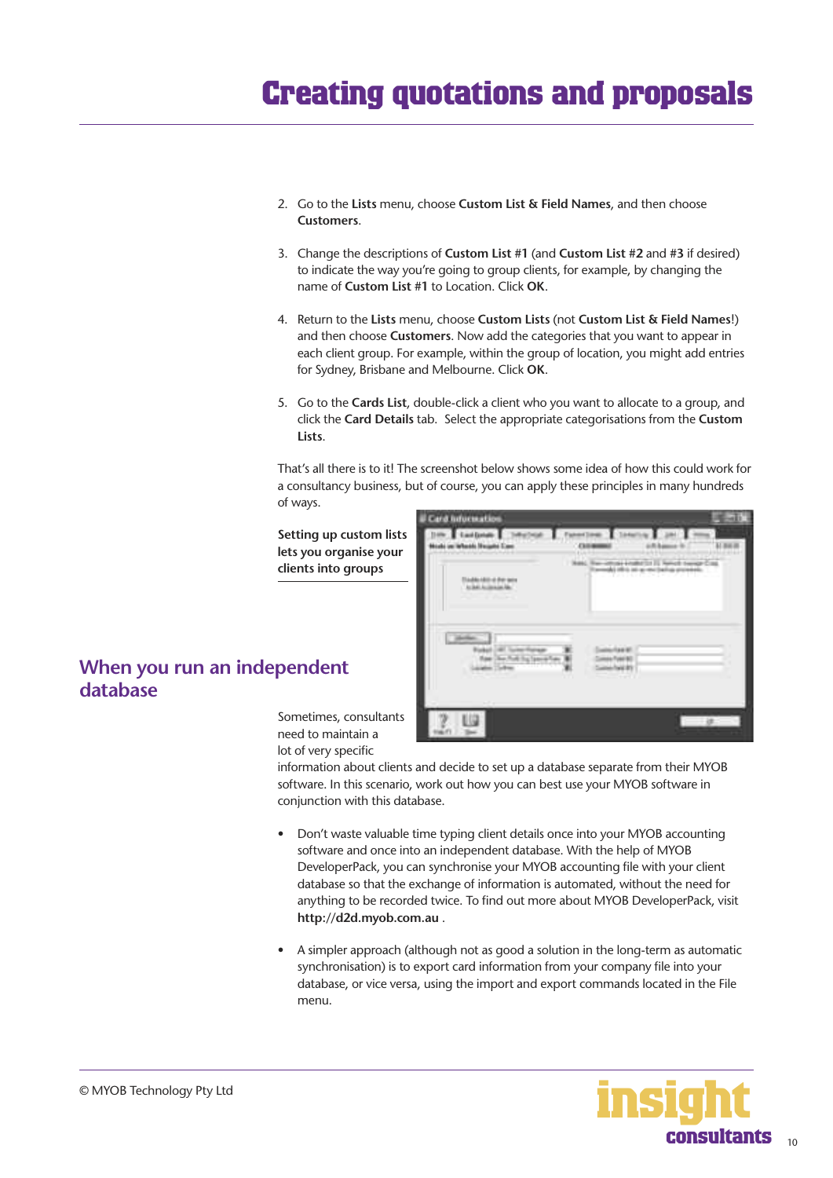2. Go to the **Lists** menu, choose **Custom List & Field Names**, and then choose **Customers**.

3. Change the descriptions of **Custom List #1** (and **Custom List #2** and **#3** if desired) to indicate the way you're going to group clients, for example, by changing the name of **Custom List #1** to Location. Click **OK**.

4. Return to the **Lists** menu, choose **Custom Lists** (not **Custom List & Field Names**!) and then choose **Customers**. Now add the categories that you want to appear in each client group. For example, within the group of location, you might add entries for Sydney, Brisbane and Melbourne. Click **OK**.

5. Go to the **Cards List**, double-click a client who you want to allocate to a group, and click the **Card Details** tab. Select the appropriate categorisations from the **Custom Lists**.

That's all there is to it! The screenshot below shows some idea of how this could work for a consultancy business, but of course, you can apply these principles in many hundreds of ways.

**Setting up custom lists lets you organise your clients into groups**

## When you run an independent database

Sometimes, consultants need to maintain a lot of very specific information about clients and decide to set up a database separate from their MYOB software. In this scenario, work out how you can best use your MYOB software in conjunction with this database.

- Don't waste valuable time typing client details once into your MYOB accounting software and once into an independent database. With the help of MYOB DeveloperPack, you can synchronise your MYOB accounting file with your client database so that the exchange of information is automated, without the need for anything to be recorded twice. To find out more about MYOB DeveloperPack, visit **http://d2d.myob.com.au** .

- A simpler approach (although not as good a solution in the long-term as automatic synchronisation) is to export card information from your company file into your database, or vice versa, using the import and export commands located in the File menu.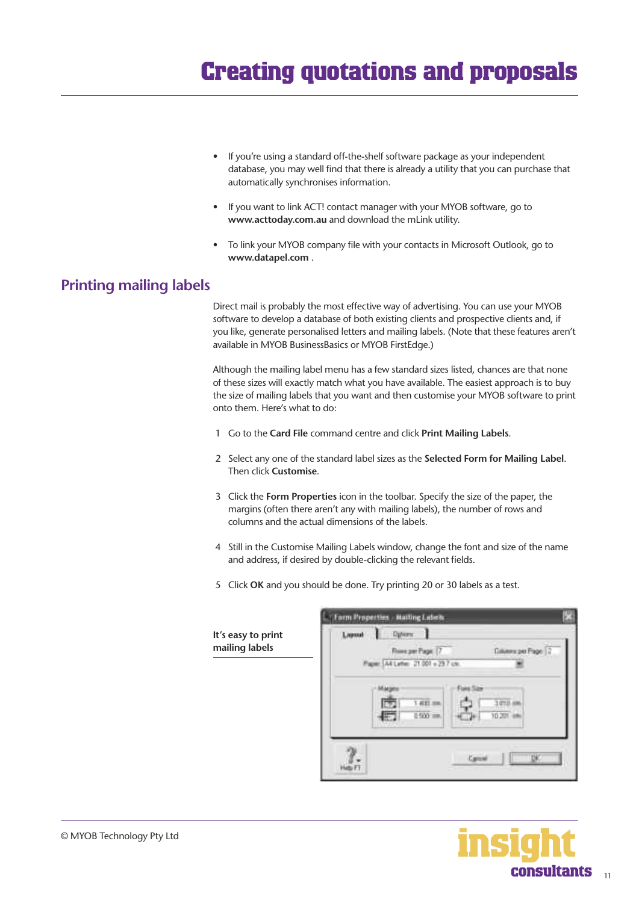- If you're using a standard off-the-shelf software package as your independent database, you may well find that there is already a utility that you can purchase that automatically synchronises information.
- If you want to link ACT! contact manager with your MYOB software, go to **www.acttoday.com.au** and download the mLink utility.
- To link your MYOB company file with your contacts in Microsoft Outlook, go to **www.datapel.com** .

## Printing mailing labels

Direct mail is probably the most effective way of advertising. You can use your MYOB software to develop a database of both existing clients and prospective clients and, if you like, generate personalised letters and mailing labels. (Note that these features aren't available in MYOB BusinessBasics or MYOB FirstEdge.)

Although the mailing label menu has a few standard sizes listed, chances are that none of these sizes will exactly match what you have available. The easiest approach is to buy the size of mailing labels that you want and then customise your MYOB software to print onto them. Here's what to do:

1. Go to the **Card File** command centre and click **Print Mailing Labels**.
2. Select any one of the standard label sizes as the **Selected Form for Mailing Label**. Then click **Customise**.
3. Click the **Form Properties** icon in the toolbar. Specify the size of the paper, the margins (often there aren't any with mailing labels), the number of rows and columns and the actual dimensions of the labels.
4. Still in the Customise Mailing Labels window, change the font and size of the name and address, if desired by double-clicking the relevant fields.
5. Click **OK** and you should be done. Try printing 20 or 30 labels as a test.

**It's easy to print mailing labels**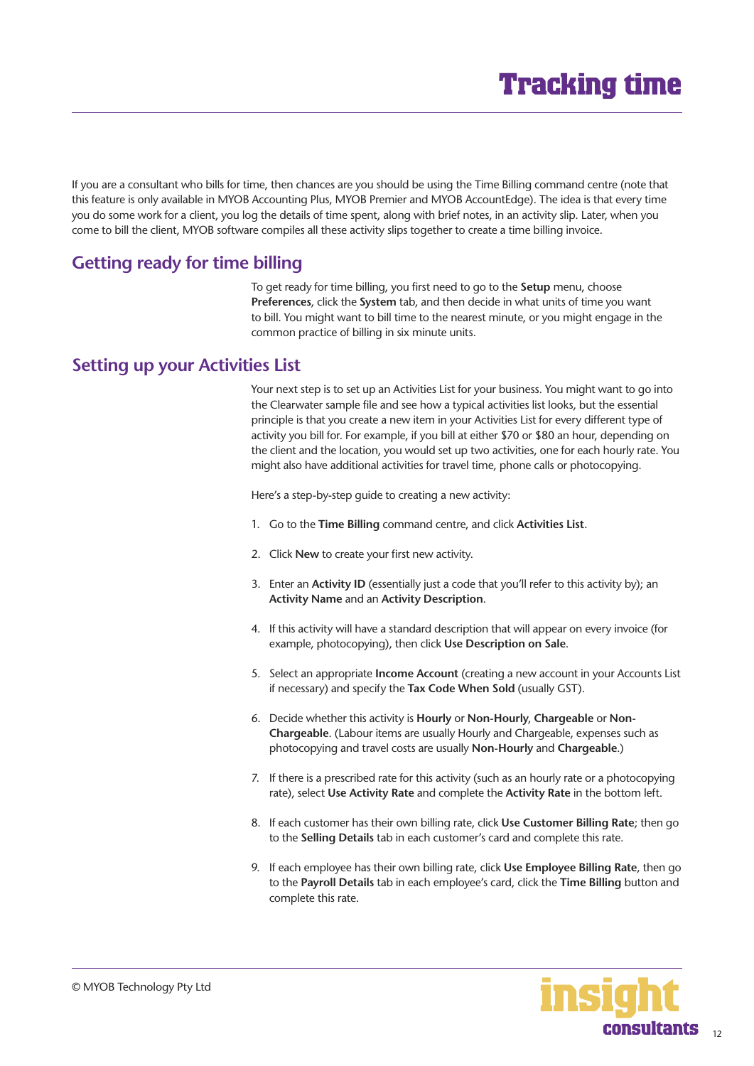# Tracking time

If you are a consultant who bills for time, then chances are you should be using the Time Billing command centre (note that this feature is only available in MYOB Accounting Plus, MYOB Premier and MYOB AccountEdge). The idea is that every time you do some work for a client, you log the details of time spent, along with brief notes, in an activity slip. Later, when you come to bill the client, MYOB software compiles all these activity slips together to create a time billing invoice.

## Getting ready for time billing

To get ready for time billing, you first need to go to the **Setup** menu, choose **Preferences**, click the **System** tab, and then decide in what units of time you want to bill. You might want to bill time to the nearest minute, or you might engage in the common practice of billing in six minute units.

## Setting up your Activities List

Your next step is to set up an Activities List for your business. You might want to go into the Clearwater sample file and see how a typical activities list looks, but the essential principle is that you create a new item in your Activities List for every different type of activity you bill for. For example, if you bill at either $70 or $80 an hour, depending on the client and the location, you would set up two activities, one for each hourly rate. You might also have additional activities for travel time, phone calls or photocopying.

Here's a step-by-step guide to creating a new activity:

1. Go to the **Time Billing** command centre, and click **Activities List**.
2. Click **New** to create your first new activity.
3. Enter an **Activity ID** (essentially just a code that you'll refer to this activity by); an **Activity Name** and an **Activity Description**.
4. If this activity will have a standard description that will appear on every invoice (for example, photocopying), then click **Use Description on Sale**.
5. Select an appropriate **Income Account** (creating a new account in your Accounts List if necessary) and specify the **Tax Code When Sold** (usually GST).
6. Decide whether this activity is **Hourly** or **Non-Hourly**, **Chargeable** or **Non-Chargeable**. (Labour items are usually Hourly and Chargeable, expenses such as photocopying and travel costs are usually **Non-Hourly** and **Chargeable**.)
7. If there is a prescribed rate for this activity (such as an hourly rate or a photocopying rate), select **Use Activity Rate** and complete the **Activity Rate** in the bottom left.
8. If each customer has their own billing rate, click **Use Customer Billing Rate**; then go to the **Selling Details** tab in each customer's card and complete this rate.
9. If each employee has their own billing rate, click **Use Employee Billing Rate**, then go to the **Payroll Details** tab in each employee's card, click the **Time Billing** button and complete this rate.

© MYOB Technology Pty Ltd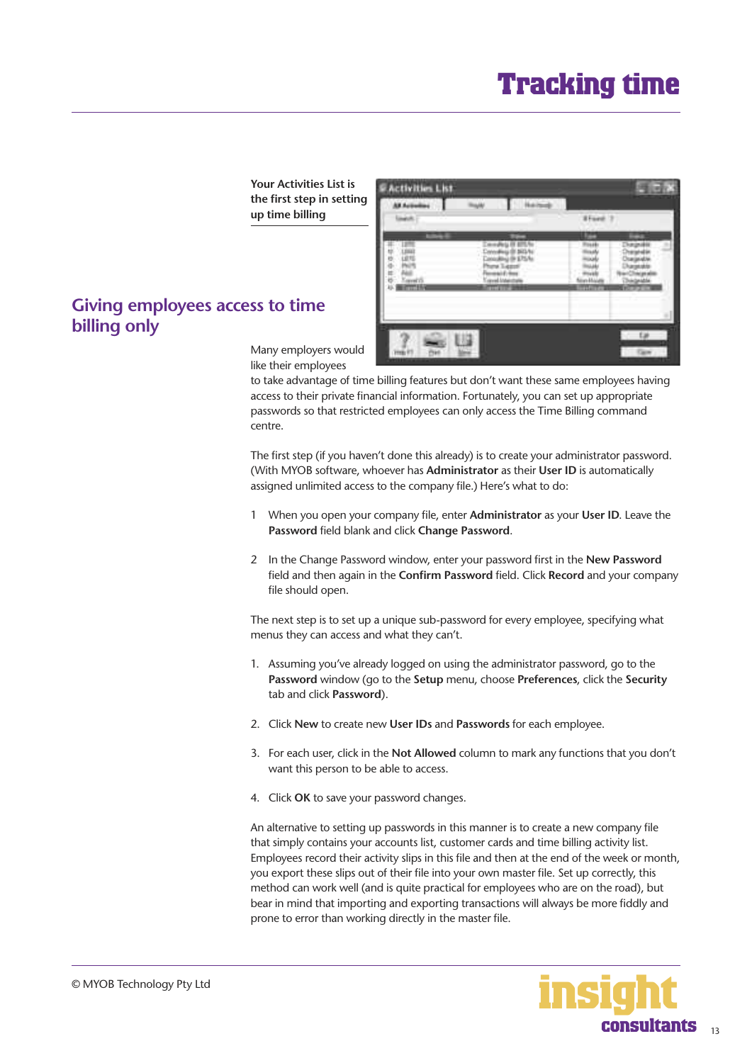# Tracking time

**Your Activities List is the first step in setting up time billing**

## Giving employees access to time billing only

Many employers would like their employees to take advantage of time billing features but don't want these same employees having access to their private financial information. Fortunately, you can set up appropriate passwords so that restricted employees can only access the Time Billing command centre.

The first step (if you haven't done this already) is to create your administrator password. (With MYOB software, whoever has **Administrator** as their **User ID** is automatically assigned unlimited access to the company file.) Here's what to do:

1 When you open your company file, enter **Administrator** as your **User ID**. Leave the **Password** field blank and click **Change Password**.

2 In the Change Password window, enter your password first in the **New Password** field and then again in the **Confirm Password** field. Click **Record** and your company file should open.

The next step is to set up a unique sub-password for every employee, specifying what menus they can access and what they can't.

1. Assuming you've already logged on using the administrator password, go to the **Password** window (go to the **Setup** menu, choose **Preferences**, click the **Security** tab and click **Password**).
2. Click **New** to create new **User IDs** and **Passwords** for each employee.
3. For each user, click in the **Not Allowed** column to mark any functions that you don't want this person to be able to access.
4. Click **OK** to save your password changes.

An alternative to setting up passwords in this manner is to create a new company file that simply contains your accounts list, customer cards and time billing activity list. Employees record their activity slips in this file and then at the end of the week or month, you export these slips out of their file into your own master file. Set up correctly, this method can work well (and is quite practical for employees who are on the road), but bear in mind that importing and exporting transactions will always be more fiddly and prone to error than working directly in the master file.

© MYOB Technology Pty Ltd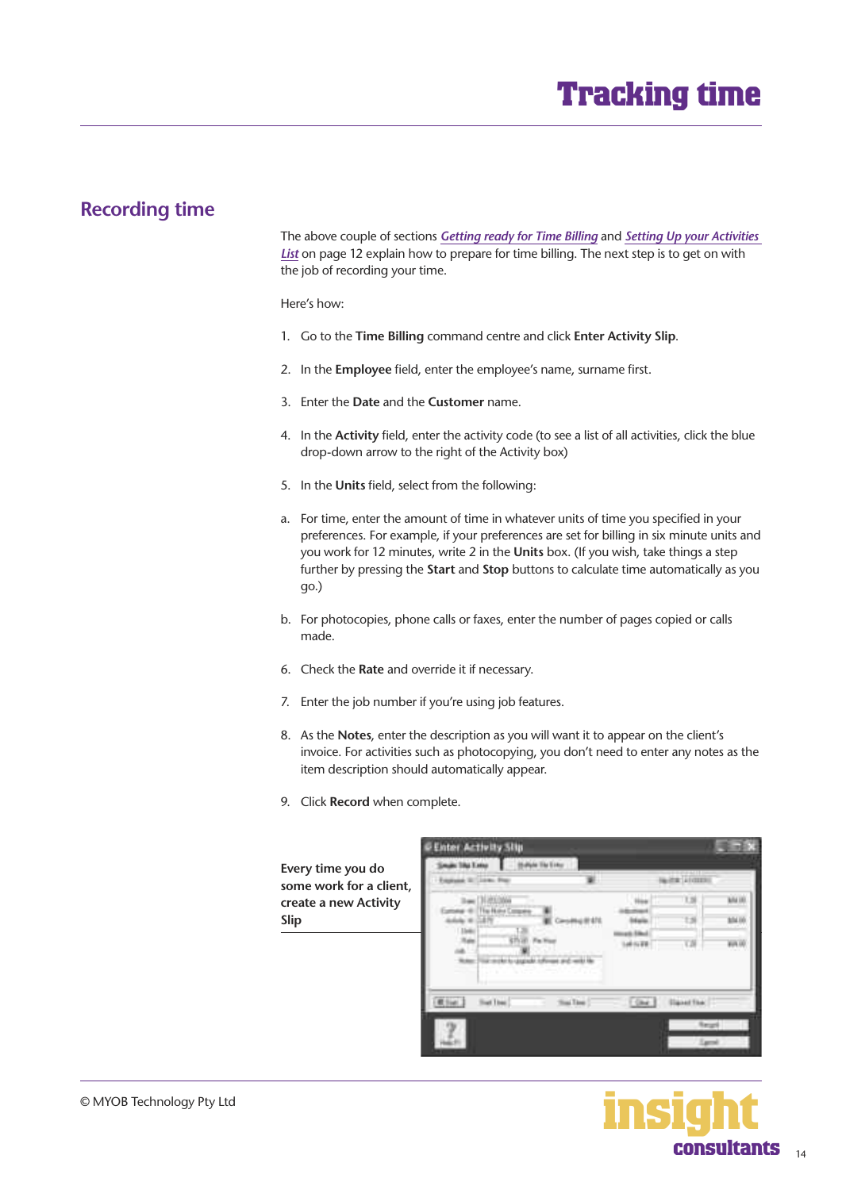# Tracking time

## Recording time

The above couple of sections *Getting ready for Time Billing* and *Setting Up your Activities List* on page 12 explain how to prepare for time billing. The next step is to get on with the job of recording your time.

Here's how:

1. Go to the **Time Billing** command centre and click **Enter Activity Slip**.
2. In the **Employee** field, enter the employee's name, surname first.
3. Enter the **Date** and the **Customer** name.
4. In the **Activity** field, enter the activity code (to see a list of all activities, click the blue drop-down arrow to the right of the Activity box)
5. In the **Units** field, select from the following:

a. For time, enter the amount of time in whatever units of time you specified in your preferences. For example, if your preferences are set for billing in six minute units and you work for 12 minutes, write 2 in the **Units** box. (If you wish, take things a step further by pressing the **Start** and **Stop** buttons to calculate time automatically as you go.)

b. For photocopies, phone calls or faxes, enter the number of pages copied or calls made.

6. Check the **Rate** and override it if necessary.
7. Enter the job number if you're using job features.
8. As the **Notes**, enter the description as you will want it to appear on the client's invoice. For activities such as photocopying, you don't need to enter any notes as the item description should automatically appear.
9. Click **Record** when complete.

**Every time you do some work for a client, create a new Activity Slip**

© MYOB Technology Pty Ltd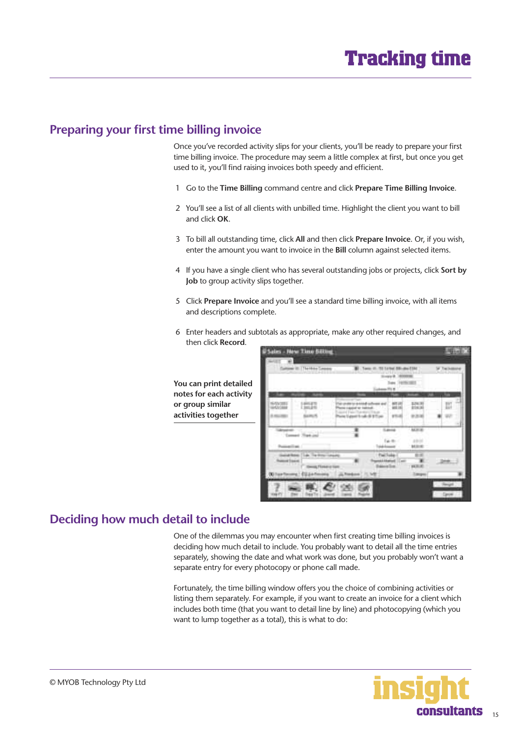## Preparing your first time billing invoice

Once you've recorded activity slips for your clients, you'll be ready to prepare your first time billing invoice. The procedure may seem a little complex at first, but once you get used to it, you'll find raising invoices both speedy and efficient.

1. Go to the **Time Billing** command centre and click **Prepare Time Billing Invoice**.
2. You'll see a list of all clients with unbilled time. Highlight the client you want to bill and click **OK**.
3. To bill all outstanding time, click **All** and then click **Prepare Invoice**. Or, if you wish, enter the amount you want to invoice in the **Bill** column against selected items.
4. If you have a single client who has several outstanding jobs or projects, click **Sort by Job** to group activity slips together.
5. Click **Prepare Invoice** and you'll see a standard time billing invoice, with all items and descriptions complete.
6. Enter headers and subtotals as appropriate, make any other required changes, and then click **Record**.

**You can print detailed notes for each activity or group similar activities together**

## Deciding how much detail to include

One of the dilemmas you may encounter when first creating time billing invoices is deciding how much detail to include. You probably want to detail all the time entries separately, showing the date and what work was done, but you probably won't want a separate entry for every photocopy or phone call made.

Fortunately, the time billing window offers you the choice of combining activities or listing them separately. For example, if you want to create an invoice for a client which includes both time (that you want to detail line by line) and photocopying (which you want to lump together as a total), this is what to do: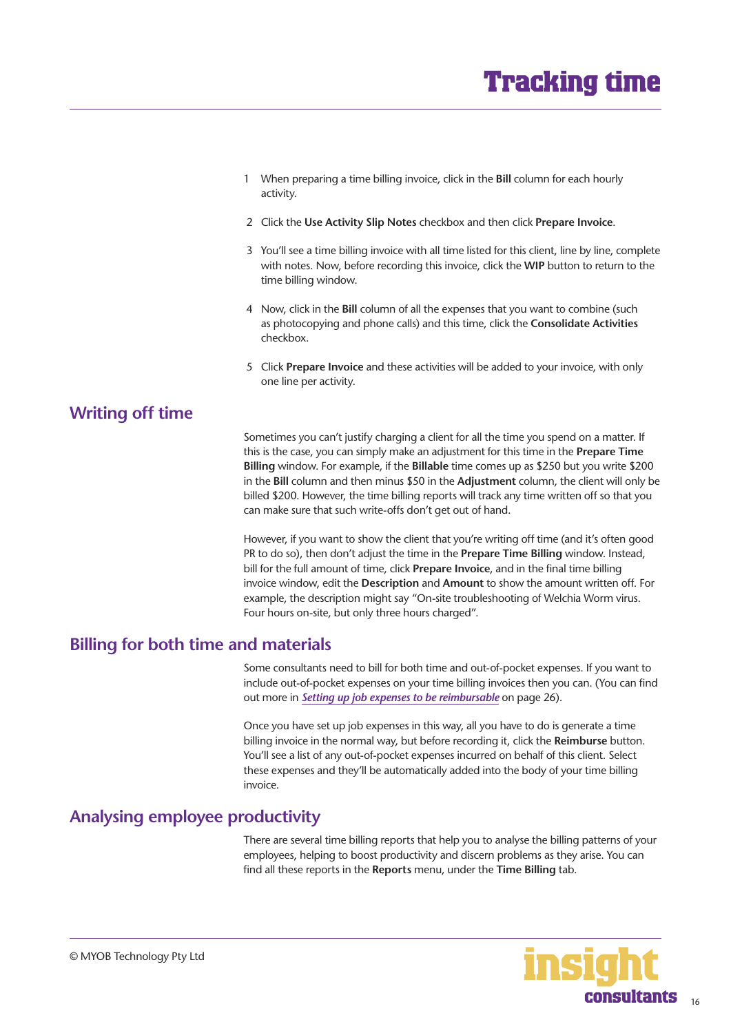1. When preparing a time billing invoice, click in the **Bill** column for each hourly activity.
2. Click the **Use Activity Slip Notes** checkbox and then click **Prepare Invoice**.
3. You'll see a time billing invoice with all time listed for this client, line by line, complete with notes. Now, before recording this invoice, click the **WIP** button to return to the time billing window.
4. Now, click in the **Bill** column of all the expenses that you want to combine (such as photocopying and phone calls) and this time, click the **Consolidate Activities** checkbox.
5. Click **Prepare Invoice** and these activities will be added to your invoice, with only one line per activity.

## Writing off time

Sometimes you can't justify charging a client for all the time you spend on a matter. If this is the case, you can simply make an adjustment for this time in the **Prepare Time Billing** window. For example, if the **Billable** time comes up as $250 but you write $200 in the **Bill** column and then minus $50 in the **Adjustment** column, the client will only be billed $200. However, the time billing reports will track any time written off so that you can make sure that such write-offs don't get out of hand.

However, if you want to show the client that you're writing off time (and it's often good PR to do so), then don't adjust the time in the **Prepare Time Billing** window. Instead, bill for the full amount of time, click **Prepare Invoice**, and in the final time billing invoice window, edit the **Description** and **Amount** to show the amount written off. For example, the description might say "On-site troubleshooting of Welchia Worm virus. Four hours on-site, but only three hours charged".

## Billing for both time and materials

Some consultants need to bill for both time and out-of-pocket expenses. If you want to include out-of-pocket expenses on your time billing invoices then you can. (You can find out more in ***Setting up job expenses to be reimbursable*** on page 26).

Once you have set up job expenses in this way, all you have to do is generate a time billing invoice in the normal way, but before recording it, click the **Reimburse** button. You'll see a list of any out-of-pocket expenses incurred on behalf of this client. Select these expenses and they'll be automatically added into the body of your time billing invoice.

## Analysing employee productivity

There are several time billing reports that help you to analyse the billing patterns of your employees, helping to boost productivity and discern problems as they arise. You can find all these reports in the **Reports** menu, under the **Time Billing** tab.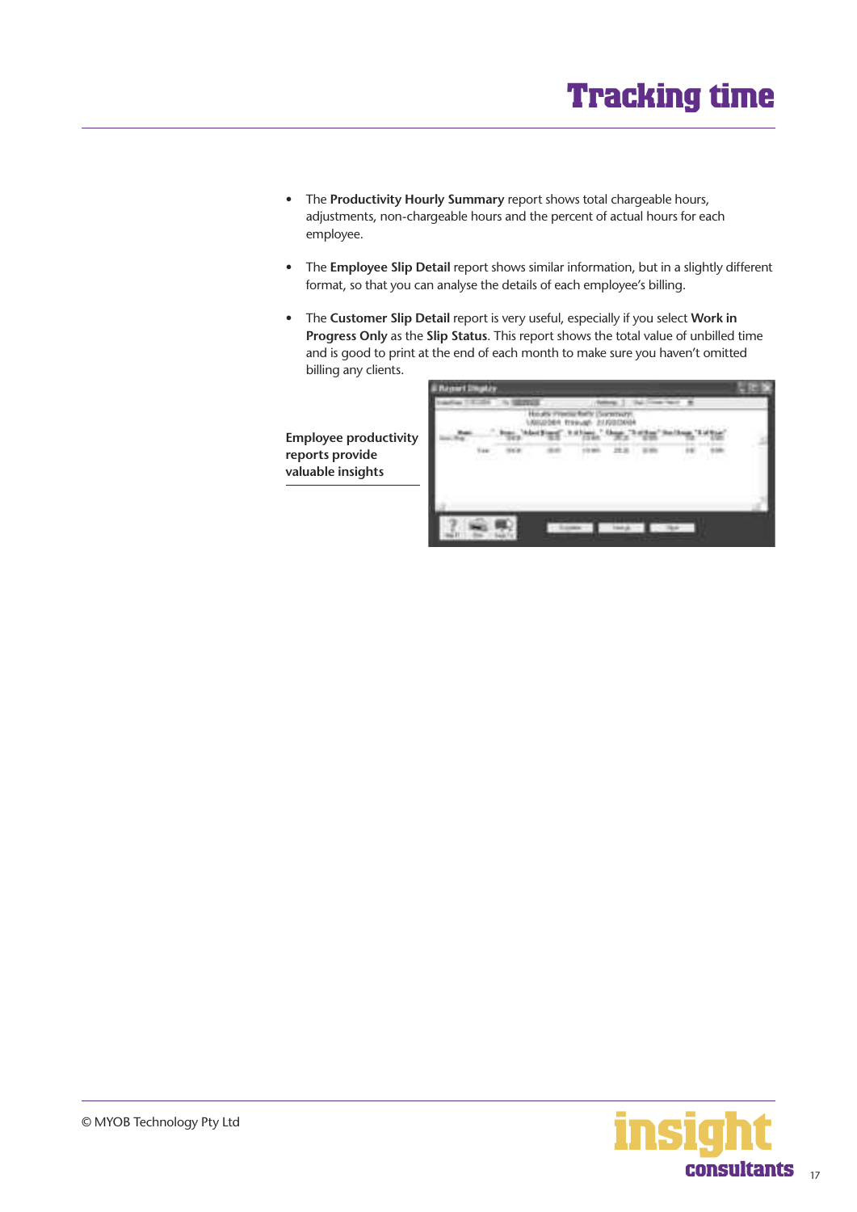- The **Productivity Hourly Summary** report shows total chargeable hours, adjustments, non-chargeable hours and the percent of actual hours for each employee.
- The **Employee Slip Detail** report shows similar information, but in a slightly different format, so that you can analyse the details of each employee's billing.
- The **Customer Slip Detail** report is very useful, especially if you select **Work in Progress Only** as the **Slip Status**. This report shows the total value of unbilled time and is good to print at the end of each month to make sure you haven't omitted billing any clients.

**Employee productivity reports provide valuable insights**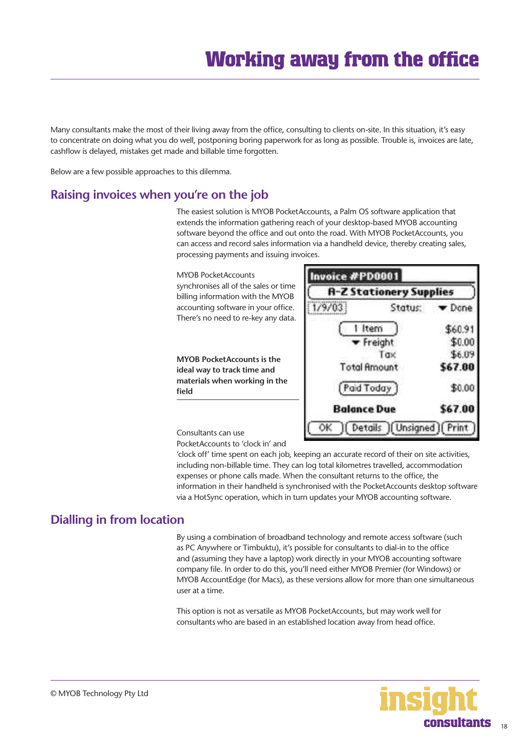# Working away from the office

Many consultants make the most of their living away from the office, consulting to clients on-site. In this situation, it's easy to concentrate on doing what you do well, postponing boring paperwork for as long as possible. Trouble is, invoices are late, cashflow is delayed, mistakes get made and billable time forgotten.

Below are a few possible approaches to this dilemma.

## Raising invoices when you're on the job

The easiest solution is MYOB PocketAccounts, a Palm OS software application that extends the information gathering reach of your desktop-based MYOB accounting software beyond the office and out onto the road. With MYOB PocketAccounts, you can access and record sales information via a handheld device, thereby creating sales, processing payments and issuing invoices.

MYOB PocketAccounts synchronises all of the sales or time billing information with the MYOB accounting software in your office. There's no need to re-key any data.

**MYOB PocketAccounts is the ideal way to track time and materials when working in the field**

Consultants can use PocketAccounts to 'clock in' and 'clock off' time spent on each job, keeping an accurate record of their on site activities, including non-billable time. They can log total kilometres travelled, accommodation expenses or phone calls made. When the consultant returns to the office, the information in their handheld is synchronised with the PocketAccounts desktop software via a HotSync operation, which in turn updates your MYOB accounting software.

## Dialling in from location

By using a combination of broadband technology and remote access software (such as PC Anywhere or Timbuktu), it's possible for consultants to dial-in to the office and (assuming they have a laptop) work directly in your MYOB accounting software company file. In order to do this, you'll need either MYOB Premier (for Windows) or MYOB AccountEdge (for Macs), as these versions allow for more than one simultaneous user at a time.

This option is not as versatile as MYOB PocketAccounts, but may work well for consultants who are based in an established location away from head office.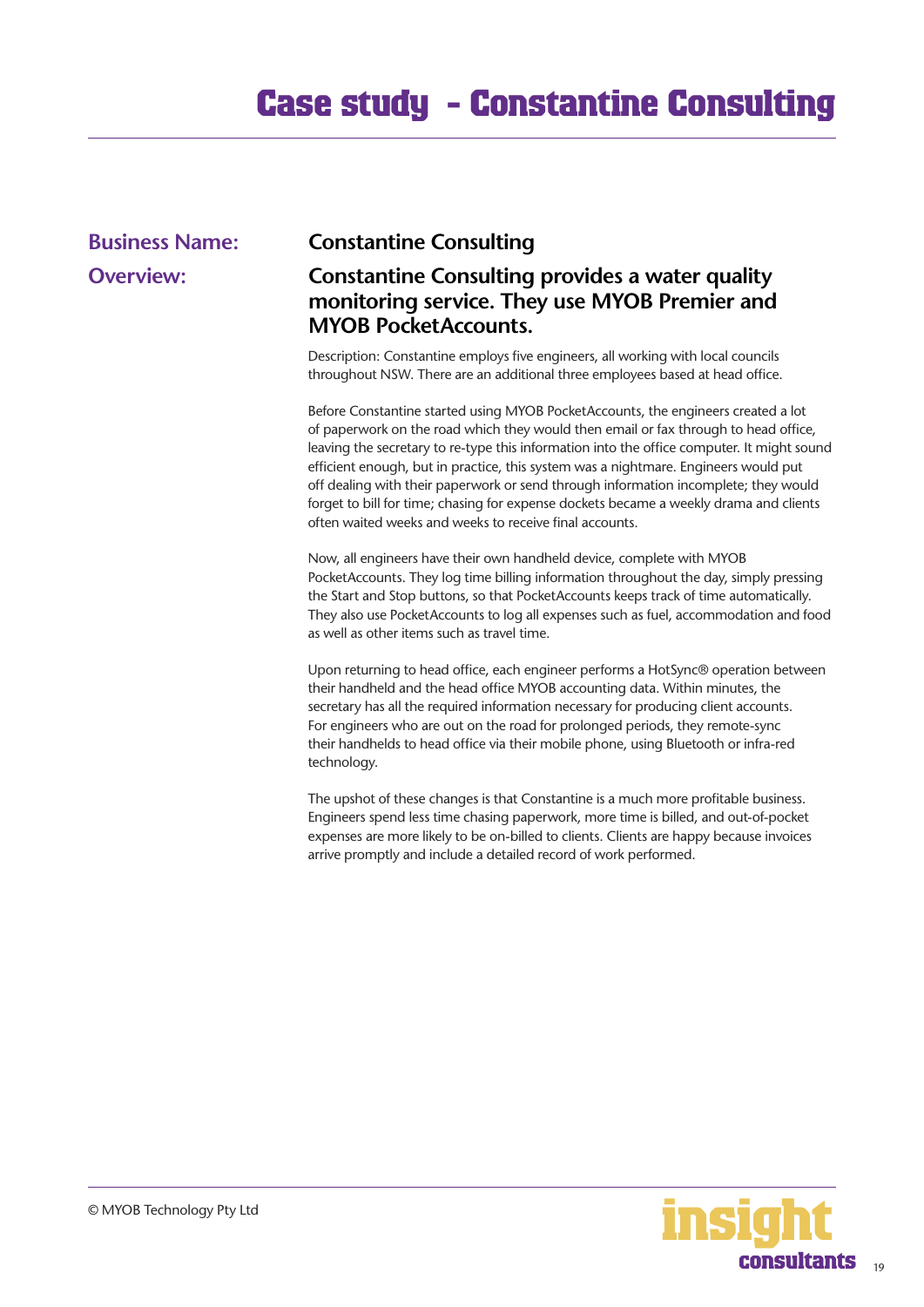# Case study - Constantine Consulting

**Business Name:** Constantine Consulting

**Overview:** **Constantine Consulting provides a water quality monitoring service. They use MYOB Premier and MYOB PocketAccounts.**

Description: Constantine employs five engineers, all working with local councils throughout NSW. There are an additional three employees based at head office.

Before Constantine started using MYOB PocketAccounts, the engineers created a lot of paperwork on the road which they would then email or fax through to head office, leaving the secretary to re-type this information into the office computer. It might sound efficient enough, but in practice, this system was a nightmare. Engineers would put off dealing with their paperwork or send through information incomplete; they would forget to bill for time; chasing for expense dockets became a weekly drama and clients often waited weeks and weeks to receive final accounts.

Now, all engineers have their own handheld device, complete with MYOB PocketAccounts. They log time billing information throughout the day, simply pressing the Start and Stop buttons, so that PocketAccounts keeps track of time automatically. They also use PocketAccounts to log all expenses such as fuel, accommodation and food as well as other items such as travel time.

Upon returning to head office, each engineer performs a HotSync® operation between their handheld and the head office MYOB accounting data. Within minutes, the secretary has all the required information necessary for producing client accounts. For engineers who are out on the road for prolonged periods, they remote-sync their handhelds to head office via their mobile phone, using Bluetooth or infra-red technology.

The upshot of these changes is that Constantine is a much more profitable business. Engineers spend less time chasing paperwork, more time is billed, and out-of-pocket expenses are more likely to be on-billed to clients. Clients are happy because invoices arrive promptly and include a detailed record of work performed.

© MYOB Technology Pty Ltd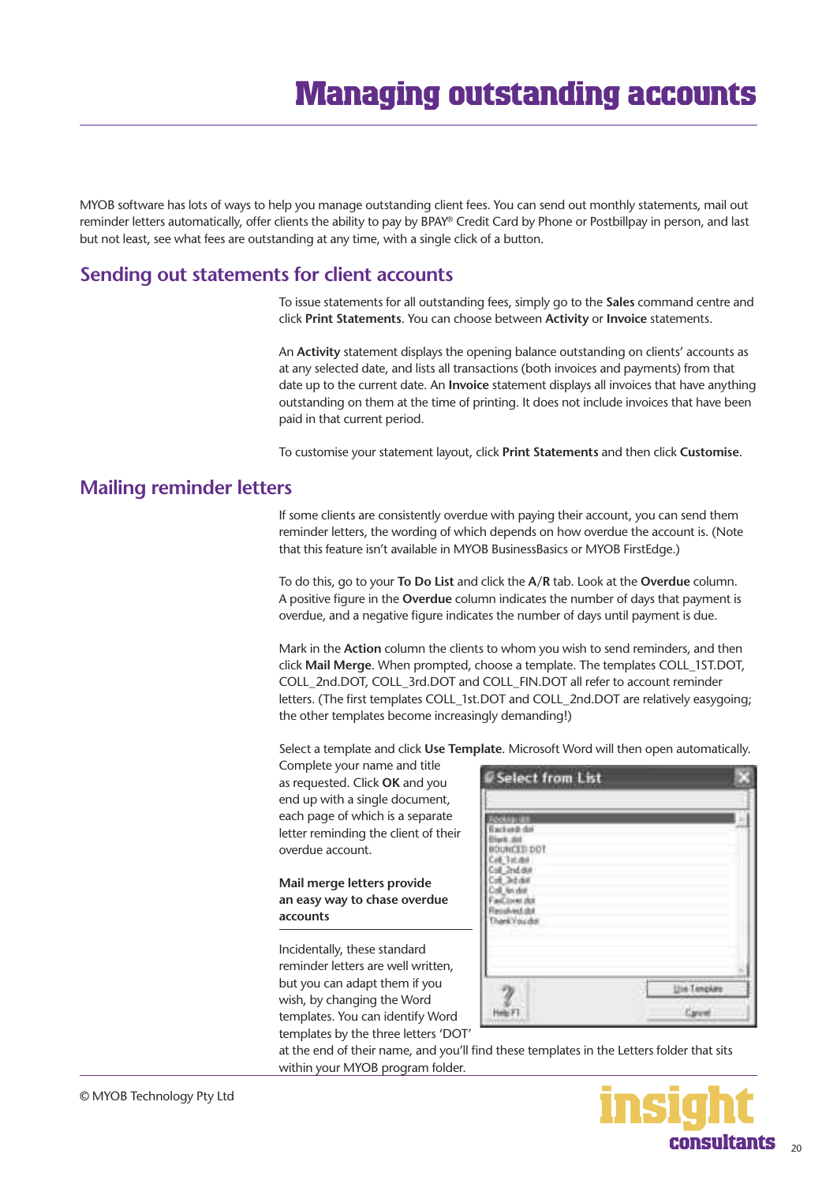# Managing outstanding accounts

MYOB software has lots of ways to help you manage outstanding client fees. You can send out monthly statements, mail out reminder letters automatically, offer clients the ability to pay by BPAY® Credit Card by Phone or Postbillpay in person, and last but not least, see what fees are outstanding at any time, with a single click of a button.

## Sending out statements for client accounts

To issue statements for all outstanding fees, simply go to the **Sales** command centre and click **Print Statements**. You can choose between **Activity** or **Invoice** statements.

An **Activity** statement displays the opening balance outstanding on clients' accounts as at any selected date, and lists all transactions (both invoices and payments) from that date up to the current date. An **Invoice** statement displays all invoices that have anything outstanding on them at the time of printing. It does not include invoices that have been paid in that current period.

To customise your statement layout, click **Print Statements** and then click **Customise**.

## Mailing reminder letters

If some clients are consistently overdue with paying their account, you can send them reminder letters, the wording of which depends on how overdue the account is. (Note that this feature isn't available in MYOB BusinessBasics or MYOB FirstEdge.)

To do this, go to your **To Do List** and click the **A/R** tab. Look at the **Overdue** column. A positive figure in the **Overdue** column indicates the number of days that payment is overdue, and a negative figure indicates the number of days until payment is due.

Mark in the **Action** column the clients to whom you wish to send reminders, and then click **Mail Merge**. When prompted, choose a template. The templates COLL_1ST.DOT, COLL_2nd.DOT, COLL_3rd.DOT and COLL_FIN.DOT all refer to account reminder letters. (The first templates COLL_1st.DOT and COLL_2nd.DOT are relatively easygoing; the other templates become increasingly demanding!)

Select a template and click **Use Template**. Microsoft Word will then open automatically. Complete your name and title as requested. Click **OK** and you end up with a single document, each page of which is a separate letter reminding the client of their overdue account.

**Mail merge letters provide an easy way to chase overdue accounts**

Incidentally, these standard reminder letters are well written, but you can adapt them if you wish, by changing the Word templates. You can identify Word templates by the three letters 'DOT' at the end of their name, and you'll find these templates in the Letters folder that sits within your MYOB program folder.

© MYOB Technology Pty Ltd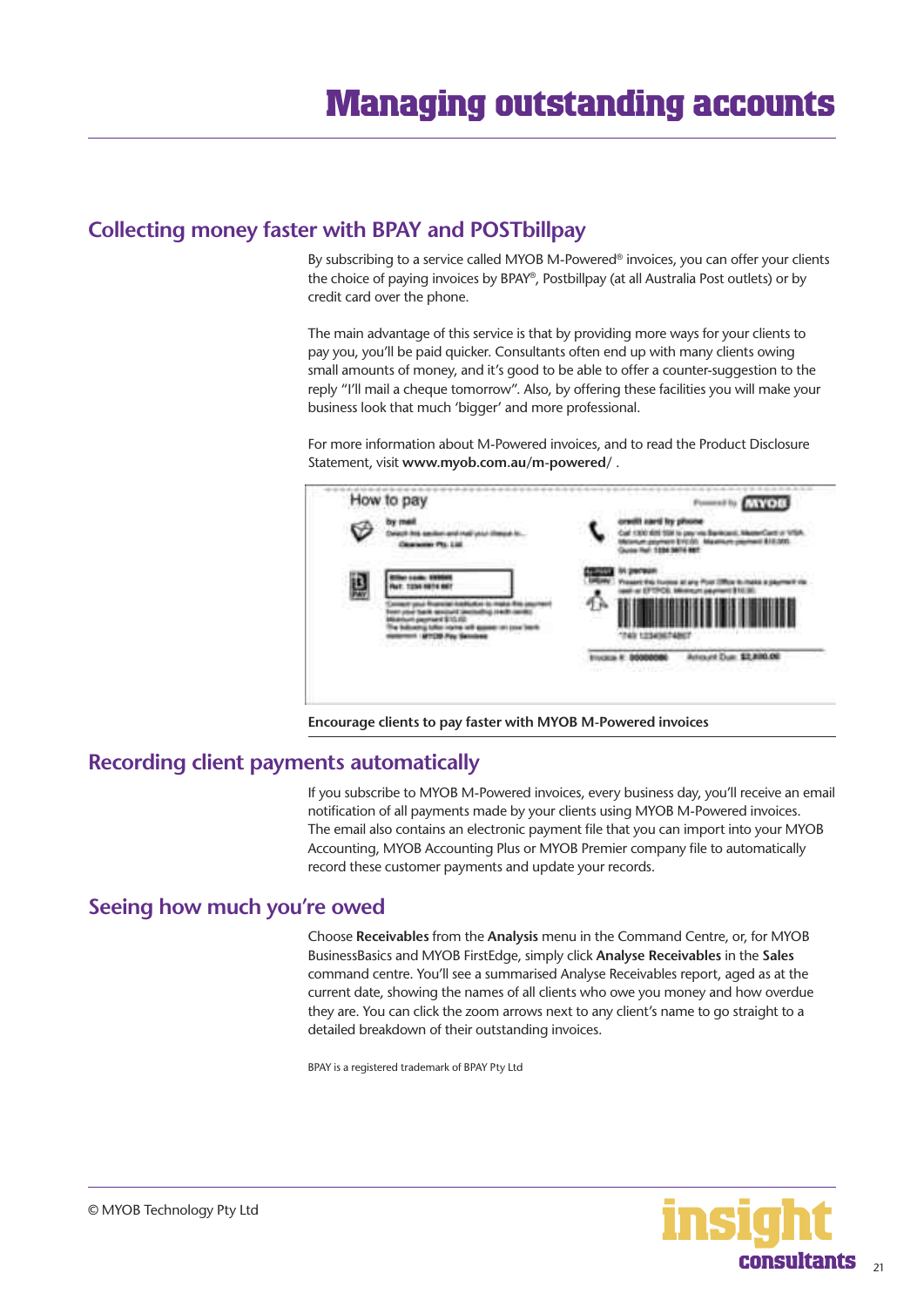# Managing outstanding accounts

## Collecting money faster with BPAY and POSTbillpay

By subscribing to a service called MYOB M-Powered® invoices, you can offer your clients the choice of paying invoices by BPAY®, Postbillpay (at all Australia Post outlets) or by credit card over the phone.

The main advantage of this service is that by providing more ways for your clients to pay you, you'll be paid quicker. Consultants often end up with many clients owing small amounts of money, and it's good to be able to offer a counter-suggestion to the reply "I'll mail a cheque tomorrow". Also, by offering these facilities you will make your business look that much 'bigger' and more professional.

For more information about M-Powered invoices, and to read the Product Disclosure Statement, visit **www.myob.com.au/m-powered/** .

**Encourage clients to pay faster with MYOB M-Powered invoices**

## Recording client payments automatically

If you subscribe to MYOB M-Powered invoices, every business day, you'll receive an email notification of all payments made by your clients using MYOB M-Powered invoices. The email also contains an electronic payment file that you can import into your MYOB Accounting, MYOB Accounting Plus or MYOB Premier company file to automatically record these customer payments and update your records.

## Seeing how much you're owed

Choose **Receivables** from the **Analysis** menu in the Command Centre, or, for MYOB BusinessBasics and MYOB FirstEdge, simply click **Analyse Receivables** in the **Sales** command centre. You'll see a summarised Analyse Receivables report, aged as at the current date, showing the names of all clients who owe you money and how overdue they are. You can click the zoom arrows next to any client's name to go straight to a detailed breakdown of their outstanding invoices.

BPAY is a registered trademark of BPAY Pty Ltd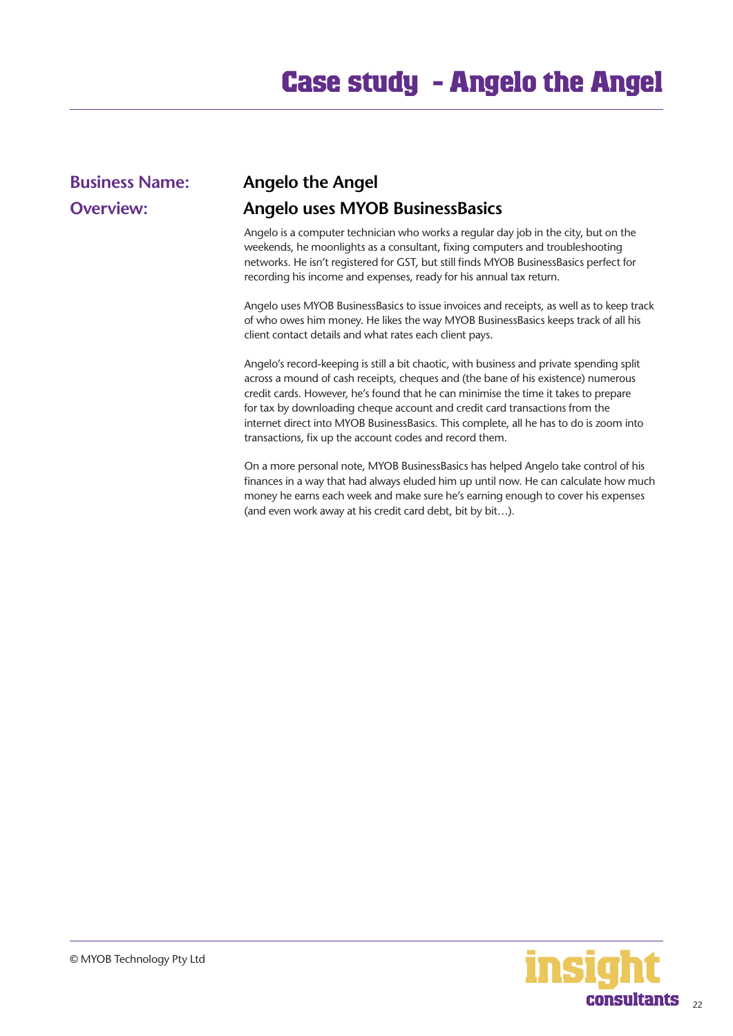# Case study - Angelo the Angel

**Business Name:** Angelo the Angel

**Overview:** Angelo uses MYOB BusinessBasics

Angelo is a computer technician who works a regular day job in the city, but on the weekends, he moonlights as a consultant, fixing computers and troubleshooting networks. He isn't registered for GST, but still finds MYOB BusinessBasics perfect for recording his income and expenses, ready for his annual tax return.

Angelo uses MYOB BusinessBasics to issue invoices and receipts, as well as to keep track of who owes him money. He likes the way MYOB BusinessBasics keeps track of all his client contact details and what rates each client pays.

Angelo's record-keeping is still a bit chaotic, with business and private spending split across a mound of cash receipts, cheques and (the bane of his existence) numerous credit cards. However, he's found that he can minimise the time it takes to prepare for tax by downloading cheque account and credit card transactions from the internet direct into MYOB BusinessBasics. This complete, all he has to do is zoom into transactions, fix up the account codes and record them.

On a more personal note, MYOB BusinessBasics has helped Angelo take control of his finances in a way that had always eluded him up until now. He can calculate how much money he earns each week and make sure he's earning enough to cover his expenses (and even work away at his credit card debt, bit by bit…).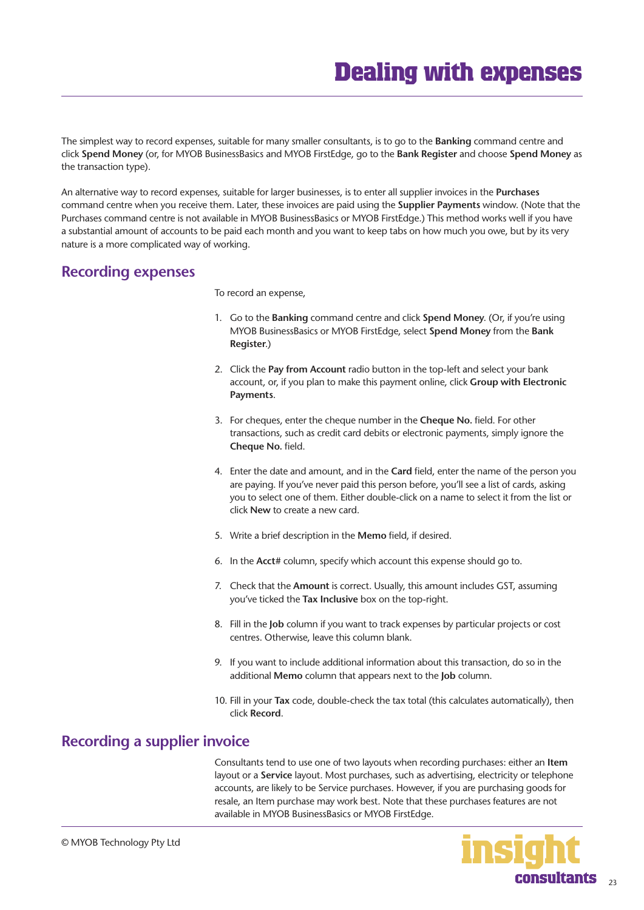# Dealing with expenses

The simplest way to record expenses, suitable for many smaller consultants, is to go to the **Banking** command centre and click **Spend Money** (or, for MYOB BusinessBasics and MYOB FirstEdge, go to the **Bank Register** and choose **Spend Money** as the transaction type).

An alternative way to record expenses, suitable for larger businesses, is to enter all supplier invoices in the **Purchases** command centre when you receive them. Later, these invoices are paid using the **Supplier Payments** window. (Note that the Purchases command centre is not available in MYOB BusinessBasics or MYOB FirstEdge.) This method works well if you have a substantial amount of accounts to be paid each month and you want to keep tabs on how much you owe, but by its very nature is a more complicated way of working.

## Recording expenses

To record an expense,

1. Go to the **Banking** command centre and click **Spend Money**. (Or, if you're using MYOB BusinessBasics or MYOB FirstEdge, select **Spend Money** from the **Bank Register**.)
2. Click the **Pay from Account** radio button in the top-left and select your bank account, or, if you plan to make this payment online, click **Group with Electronic Payments**.
3. For cheques, enter the cheque number in the **Cheque No.** field. For other transactions, such as credit card debits or electronic payments, simply ignore the **Cheque No.** field.
4. Enter the date and amount, and in the **Card** field, enter the name of the person you are paying. If you've never paid this person before, you'll see a list of cards, asking you to select one of them. Either double-click on a name to select it from the list or click **New** to create a new card.
5. Write a brief description in the **Memo** field, if desired.
6. In the **Acct#** column, specify which account this expense should go to.
7. Check that the **Amount** is correct. Usually, this amount includes GST, assuming you've ticked the **Tax Inclusive** box on the top-right.
8. Fill in the **Job** column if you want to track expenses by particular projects or cost centres. Otherwise, leave this column blank.
9. If you want to include additional information about this transaction, do so in the additional **Memo** column that appears next to the **Job** column.
10. Fill in your **Tax** code, double-check the tax total (this calculates automatically), then click **Record**.

## Recording a supplier invoice

Consultants tend to use one of two layouts when recording purchases: either an **Item** layout or a **Service** layout. Most purchases, such as advertising, electricity or telephone accounts, are likely to be Service purchases. However, if you are purchasing goods for resale, an Item purchase may work best. Note that these purchases features are not available in MYOB BusinessBasics or MYOB FirstEdge.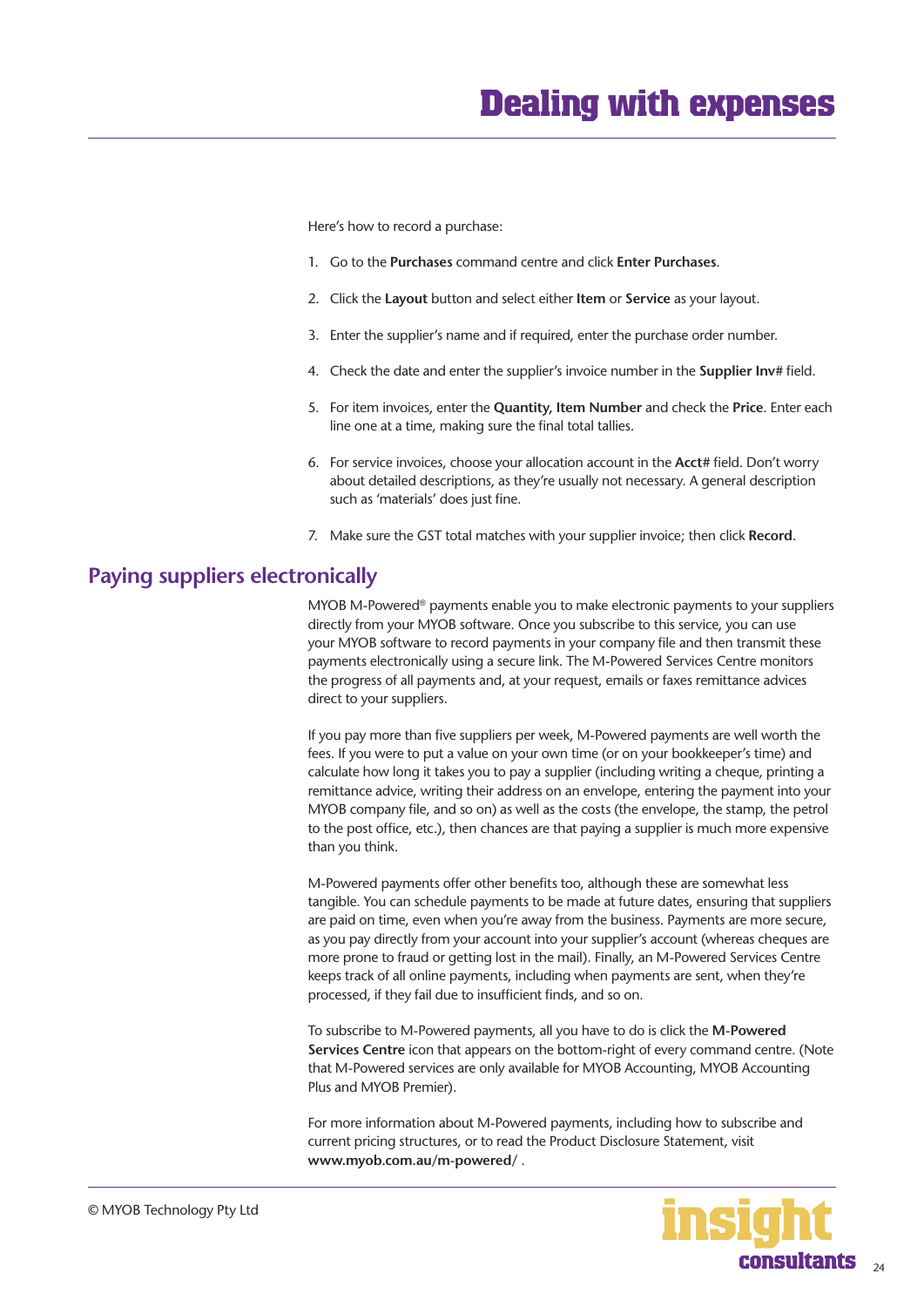Here's how to record a purchase:

1. Go to the **Purchases** command centre and click **Enter Purchases**.
2. Click the **Layout** button and select either **Item** or **Service** as your layout.
3. Enter the supplier's name and if required, enter the purchase order number.
4. Check the date and enter the supplier's invoice number in the **Supplier Inv#** field.
5. For item invoices, enter the **Quantity, Item Number** and check the **Price**. Enter each line one at a time, making sure the final total tallies.
6. For service invoices, choose your allocation account in the **Acct#** field. Don't worry about detailed descriptions, as they're usually not necessary. A general description such as 'materials' does just fine.
7. Make sure the GST total matches with your supplier invoice; then click **Record**.

## Paying suppliers electronically

MYOB M-Powered® payments enable you to make electronic payments to your suppliers directly from your MYOB software. Once you subscribe to this service, you can use your MYOB software to record payments in your company file and then transmit these payments electronically using a secure link. The M-Powered Services Centre monitors the progress of all payments and, at your request, emails or faxes remittance advices direct to your suppliers.

If you pay more than five suppliers per week, M-Powered payments are well worth the fees. If you were to put a value on your own time (or on your bookkeeper's time) and calculate how long it takes you to pay a supplier (including writing a cheque, printing a remittance advice, writing their address on an envelope, entering the payment into your MYOB company file, and so on) as well as the costs (the envelope, the stamp, the petrol to the post office, etc.), then chances are that paying a supplier is much more expensive than you think.

M-Powered payments offer other benefits too, although these are somewhat less tangible. You can schedule payments to be made at future dates, ensuring that suppliers are paid on time, even when you're away from the business. Payments are more secure, as you pay directly from your account into your supplier's account (whereas cheques are more prone to fraud or getting lost in the mail). Finally, an M-Powered Services Centre keeps track of all online payments, including when payments are sent, when they're processed, if they fail due to insufficient finds, and so on.

To subscribe to M-Powered payments, all you have to do is click the **M-Powered Services Centre** icon that appears on the bottom-right of every command centre. (Note that M-Powered services are only available for MYOB Accounting, MYOB Accounting Plus and MYOB Premier).

For more information about M-Powered payments, including how to subscribe and current pricing structures, or to read the Product Disclosure Statement, visit **www.myob.com.au/m-powered/** .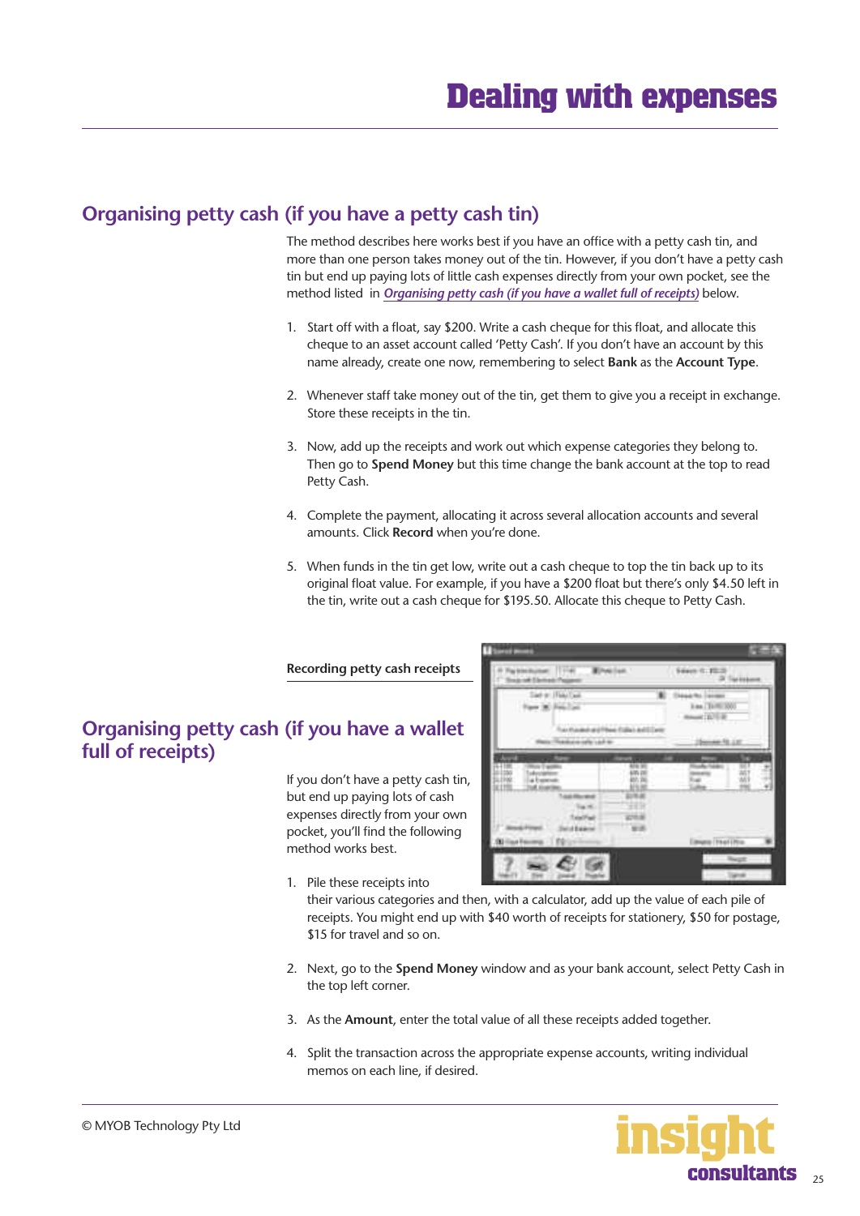# Dealing with expenses

## Organising petty cash (if you have a petty cash tin)

The method describes here works best if you have an office with a petty cash tin, and more than one person takes money out of the tin. However, if you don't have a petty cash tin but end up paying lots of little cash expenses directly from your own pocket, see the method listed in *Organising petty cash (if you have a wallet full of receipts)* below.

1. Start off with a float, say $200. Write a cash cheque for this float, and allocate this cheque to an asset account called 'Petty Cash'. If you don't have an account by this name already, create one now, remembering to select **Bank** as the **Account Type**.

2. Whenever staff take money out of the tin, get them to give you a receipt in exchange. Store these receipts in the tin.

3. Now, add up the receipts and work out which expense categories they belong to. Then go to **Spend Money** but this time change the bank account at the top to read Petty Cash.

4. Complete the payment, allocating it across several allocation accounts and several amounts. Click **Record** when you're done.

5. When funds in the tin get low, write out a cash cheque to top the tin back up to its original float value. For example, if you have a $200 float but there's only $4.50 left in the tin, write out a cash cheque for $195.50. Allocate this cheque to Petty Cash.

**Recording petty cash receipts**

## Organising petty cash (if you have a wallet full of receipts)

If you don't have a petty cash tin, but end up paying lots of cash expenses directly from your own pocket, you'll find the following method works best.

1. Pile these receipts into their various categories and then, with a calculator, add up the value of each pile of receipts. You might end up with $40 worth of receipts for stationery, $50 for postage, $15 for travel and so on.

2. Next, go to the **Spend Money** window and as your bank account, select Petty Cash in the top left corner.

3. As the **Amount**, enter the total value of all these receipts added together.

4. Split the transaction across the appropriate expense accounts, writing individual memos on each line, if desired.

© MYOB Technology Pty Ltd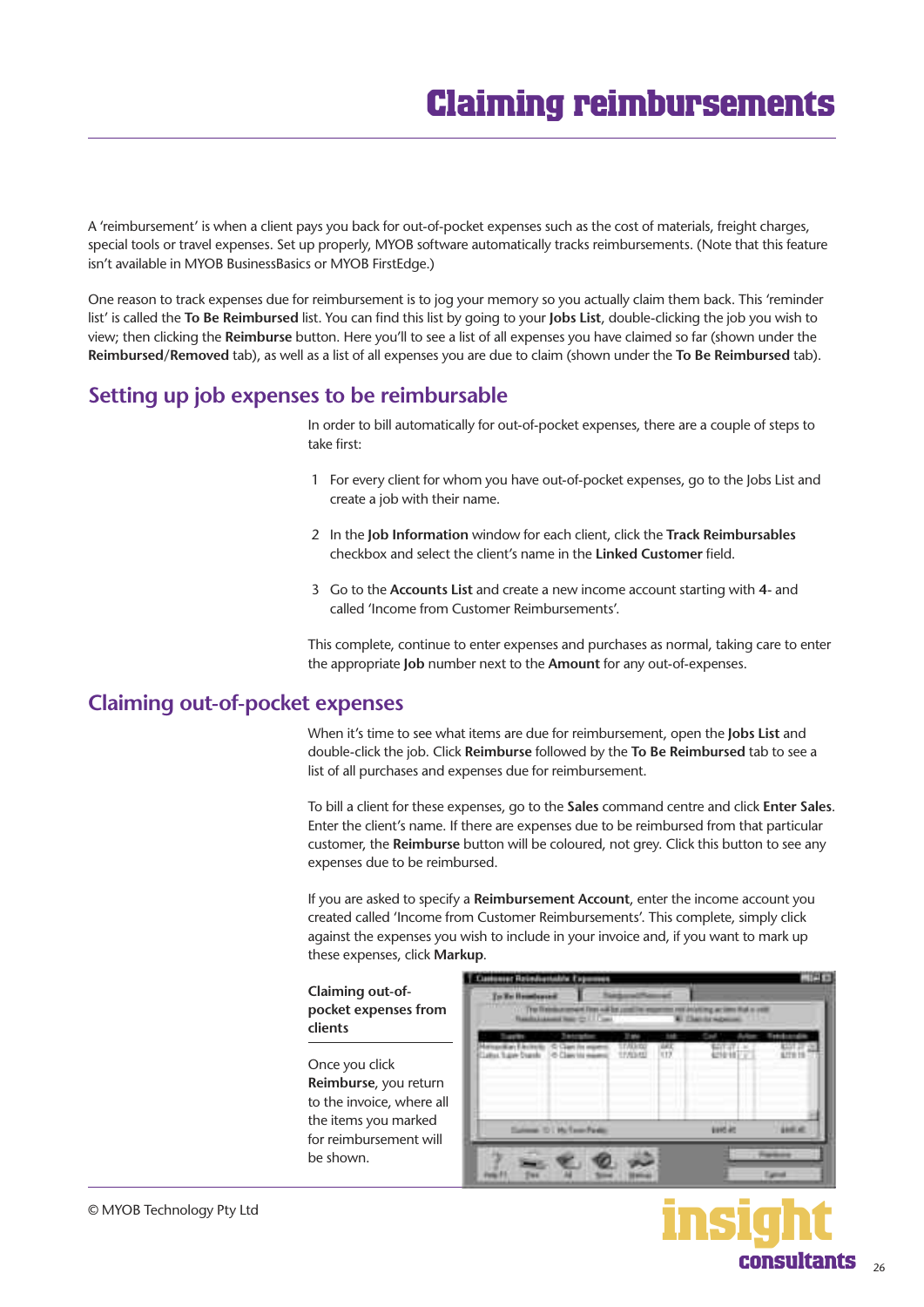# Claiming reimbursements

A 'reimbursement' is when a client pays you back for out-of-pocket expenses such as the cost of materials, freight charges, special tools or travel expenses. Set up properly, MYOB software automatically tracks reimbursements. (Note that this feature isn't available in MYOB BusinessBasics or MYOB FirstEdge.)

One reason to track expenses due for reimbursement is to jog your memory so you actually claim them back. This 'reminder list' is called the **To Be Reimbursed** list. You can find this list by going to your **Jobs List**, double-clicking the job you wish to view; then clicking the **Reimburse** button. Here you'll to see a list of all expenses you have claimed so far (shown under the **Reimbursed/Removed** tab), as well as a list of all expenses you are due to claim (shown under the **To Be Reimbursed** tab).

## Setting up job expenses to be reimbursable

In order to bill automatically for out-of-pocket expenses, there are a couple of steps to take first:

1. For every client for whom you have out-of-pocket expenses, go to the Jobs List and create a job with their name.
2. In the **Job Information** window for each client, click the **Track Reimbursables** checkbox and select the client's name in the **Linked Customer** field.
3. Go to the **Accounts List** and create a new income account starting with **4-** and called 'Income from Customer Reimbursements'.

This complete, continue to enter expenses and purchases as normal, taking care to enter the appropriate **Job** number next to the **Amount** for any out-of-expenses.

## Claiming out-of-pocket expenses

When it's time to see what items are due for reimbursement, open the **Jobs List** and double-click the job. Click **Reimburse** followed by the **To Be Reimbursed** tab to see a list of all purchases and expenses due for reimbursement.

To bill a client for these expenses, go to the **Sales** command centre and click **Enter Sales**. Enter the client's name. If there are expenses due to be reimbursed from that particular customer, the **Reimburse** button will be coloured, not grey. Click this button to see any expenses due to be reimbursed.

If you are asked to specify a **Reimbursement Account**, enter the income account you created called 'Income from Customer Reimbursements'. This complete, simply click against the expenses you wish to include in your invoice and, if you want to mark up these expenses, click **Markup**.

**Claiming out-of-pocket expenses from clients**

Once you click **Reimburse**, you return to the invoice, where all the items you marked for reimbursement will be shown.

© MYOB Technology Pty Ltd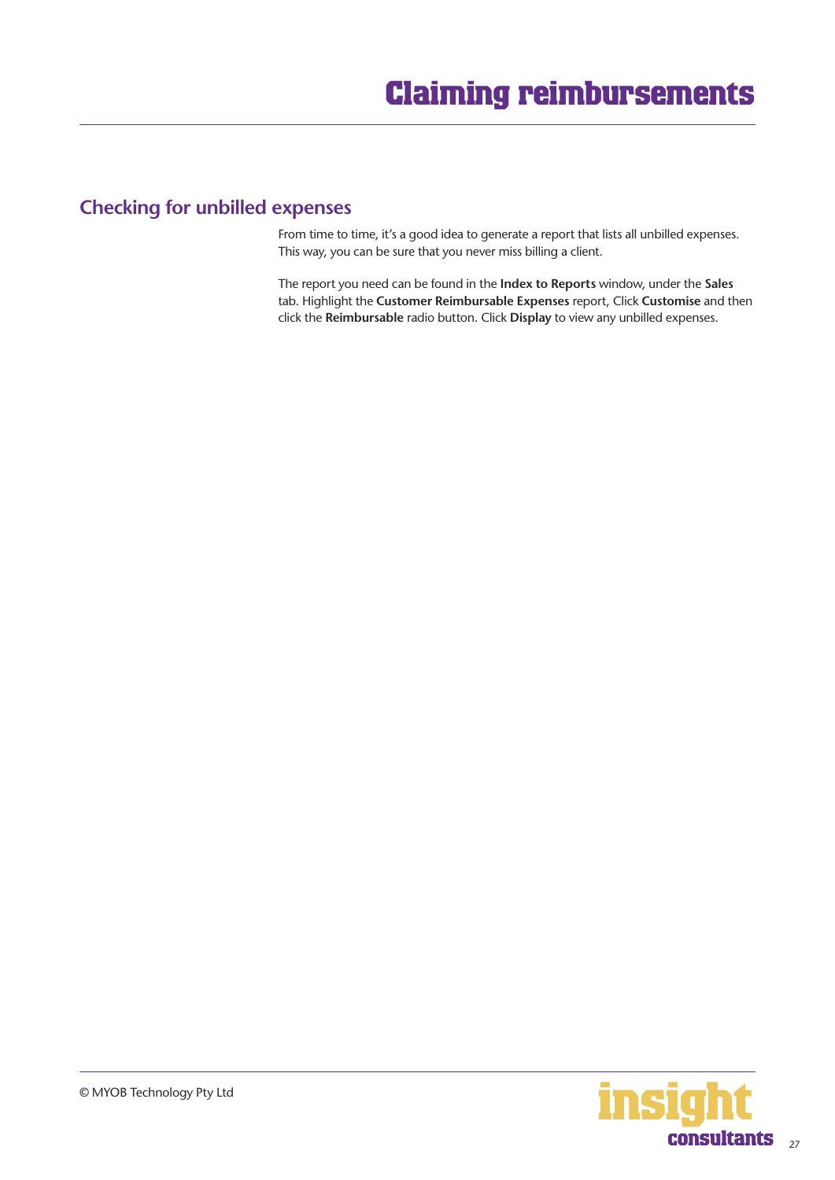# Claiming reimbursements

## Checking for unbilled expenses

From time to time, it's a good idea to generate a report that lists all unbilled expenses. This way, you can be sure that you never miss billing a client.

The report you need can be found in the **Index to Reports** window, under the **Sales** tab. Highlight the **Customer Reimbursable Expenses** report, Click **Customise** and then click the **Reimbursable** radio button. Click **Display** to view any unbilled expenses.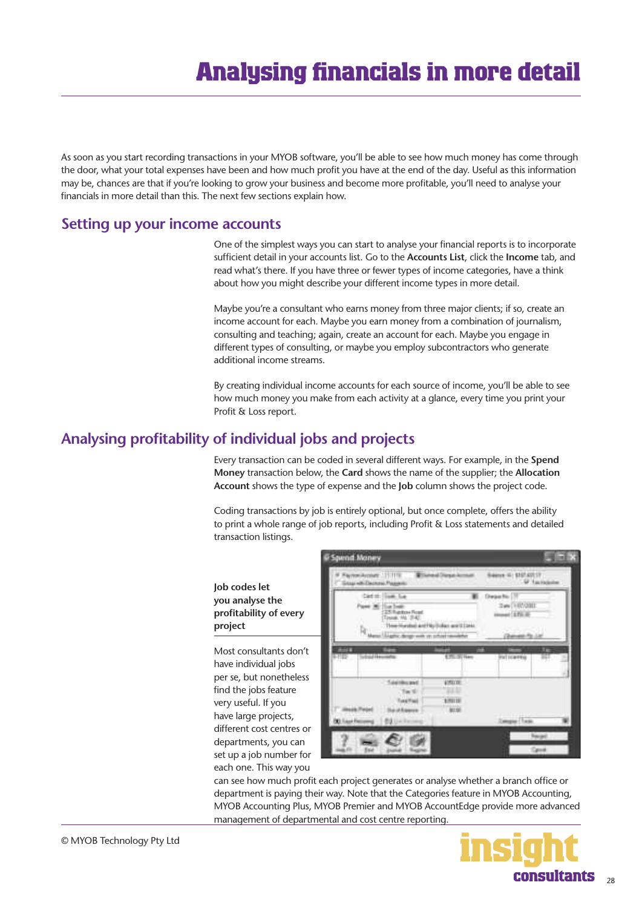# Analysing financials in more detail

As soon as you start recording transactions in your MYOB software, you'll be able to see how much money has come through the door, what your total expenses have been and how much profit you have at the end of the day. Useful as this information may be, chances are that if you're looking to grow your business and become more profitable, you'll need to analyse your financials in more detail than this. The next few sections explain how.

## Setting up your income accounts

One of the simplest ways you can start to analyse your financial reports is to incorporate sufficient detail in your accounts list. Go to the **Accounts List**, click the **Income** tab, and read what's there. If you have three or fewer types of income categories, have a think about how you might describe your different income types in more detail.

Maybe you're a consultant who earns money from three major clients; if so, create an income account for each. Maybe you earn money from a combination of journalism, consulting and teaching; again, create an account for each. Maybe you engage in different types of consulting, or maybe you employ subcontractors who generate additional income streams.

By creating individual income accounts for each source of income, you'll be able to see how much money you make from each activity at a glance, every time you print your Profit & Loss report.

## Analysing profitability of individual jobs and projects

Every transaction can be coded in several different ways. For example, in the **Spend Money** transaction below, the **Card** shows the name of the supplier; the **Allocation Account** shows the type of expense and the **Job** column shows the project code.

Coding transactions by job is entirely optional, but once complete, offers the ability to print a whole range of job reports, including Profit & Loss statements and detailed transaction listings.

**Job codes let you analyse the profitability of every project**

Most consultants don't have individual jobs per se, but nonetheless find the jobs feature very useful. If you have large projects, different cost centres or departments, you can set up a job number for each one. This way you can see how much profit each project generates or analyse whether a branch office or department is paying their way. Note that the Categories feature in MYOB Accounting, MYOB Accounting Plus, MYOB Premier and MYOB AccountEdge provide more advanced management of departmental and cost centre reporting.

© MYOB Technology Pty Ltd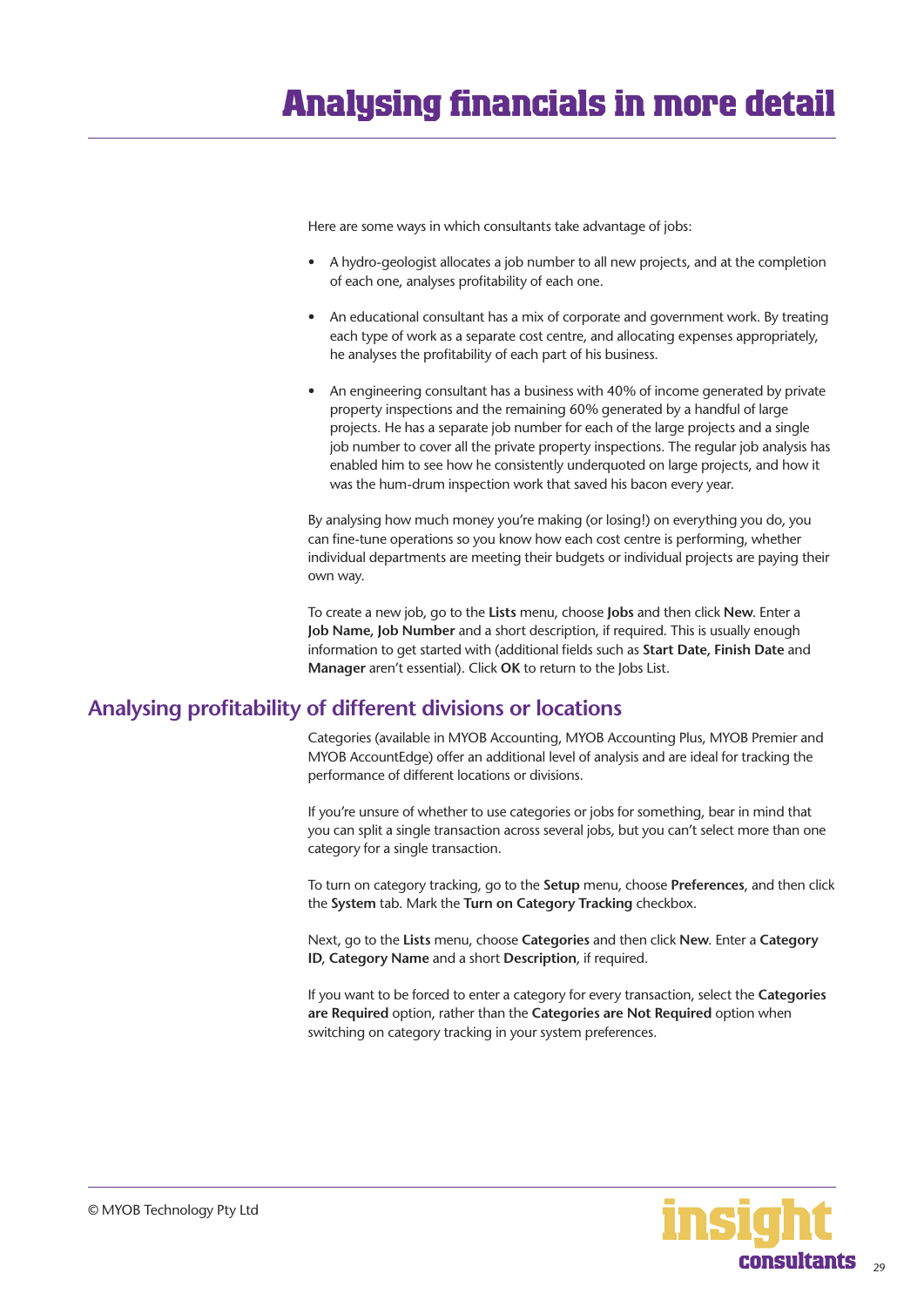# Analysing financials in more detail

Here are some ways in which consultants take advantage of jobs:

- A hydro-geologist allocates a job number to all new projects, and at the completion of each one, analyses profitability of each one.
- An educational consultant has a mix of corporate and government work. By treating each type of work as a separate cost centre, and allocating expenses appropriately, he analyses the profitability of each part of his business.
- An engineering consultant has a business with 40% of income generated by private property inspections and the remaining 60% generated by a handful of large projects. He has a separate job number for each of the large projects and a single job number to cover all the private property inspections. The regular job analysis has enabled him to see how he consistently underquoted on large projects, and how it was the hum-drum inspection work that saved his bacon every year.

By analysing how much money you're making (or losing!) on everything you do, you can fine-tune operations so you know how each cost centre is performing, whether individual departments are meeting their budgets or individual projects are paying their own way.

To create a new job, go to the **Lists** menu, choose **Jobs** and then click **New**. Enter a **Job Name, Job Number** and a short description, if required. This is usually enough information to get started with (additional fields such as **Start Date, Finish Date** and **Manager** aren't essential). Click **OK** to return to the Jobs List.

## Analysing profitability of different divisions or locations

Categories (available in MYOB Accounting, MYOB Accounting Plus, MYOB Premier and MYOB AccountEdge) offer an additional level of analysis and are ideal for tracking the performance of different locations or divisions.

If you're unsure of whether to use categories or jobs for something, bear in mind that you can split a single transaction across several jobs, but you can't select more than one category for a single transaction.

To turn on category tracking, go to the **Setup** menu, choose **Preferences**, and then click the **System** tab. Mark the **Turn on Category Tracking** checkbox.

Next, go to the **Lists** menu, choose **Categories** and then click **New**. Enter a **Category ID**, **Category Name** and a short **Description**, if required.

If you want to be forced to enter a category for every transaction, select the **Categories are Required** option, rather than the **Categories are Not Required** option when switching on category tracking in your system preferences.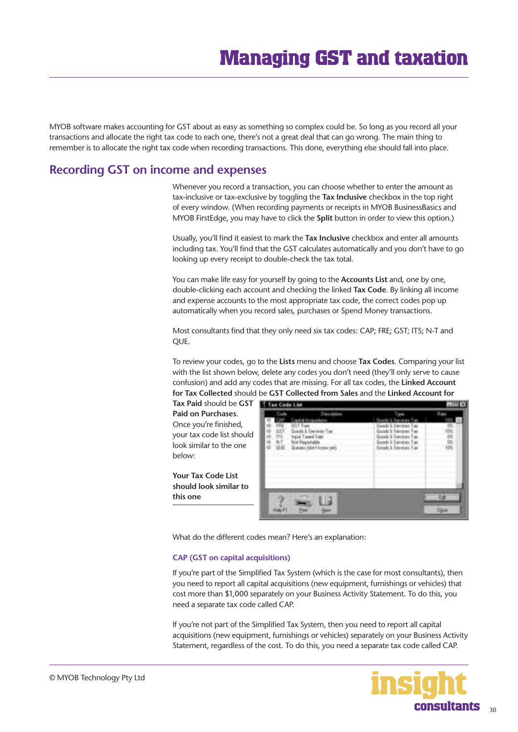# Managing GST and taxation

MYOB software makes accounting for GST about as easy as something so complex could be. So long as you record all your transactions and allocate the right tax code to each one, there's not a great deal that can go wrong. The main thing to remember is to allocate the right tax code when recording transactions. This done, everything else should fall into place.

## Recording GST on income and expenses

Whenever you record a transaction, you can choose whether to enter the amount as tax-inclusive or tax-exclusive by toggling the **Tax Inclusive** checkbox in the top right of every window. (When recording payments or receipts in MYOB BusinessBasics and MYOB FirstEdge, you may have to click the **Split** button in order to view this option.)

Usually, you'll find it easiest to mark the **Tax Inclusive** checkbox and enter all amounts including tax. You'll find that the GST calculates automatically and you don't have to go looking up every receipt to double-check the tax total.

You can make life easy for yourself by going to the **Accounts List** and, one by one, double-clicking each account and checking the linked **Tax Code**. By linking all income and expense accounts to the most appropriate tax code, the correct codes pop up automatically when you record sales, purchases or Spend Money transactions.

Most consultants find that they only need six tax codes: CAP; FRE; GST; ITS; N-T and QUE.

To review your codes, go to the **Lists** menu and choose **Tax Codes**. Comparing your list with the list shown below, delete any codes you don't need (they'll only serve to cause confusion) and add any codes that are missing. For all tax codes, the **Linked Account for Tax Collected** should be **GST Collected from Sales** and the **Linked Account for Tax Paid** should be **GST Paid on Purchases**. Once you're finished, your tax code list should look similar to the one below:

**Your Tax Code List should look similar to this one**

What do the different codes mean? Here's an explanation:

### CAP (GST on capital acquisitions)

If you're part of the Simplified Tax System (which is the case for most consultants), then you need to report all capital acquisitions (new equipment, furnishings or vehicles) that cost more than $1,000 separately on your Business Activity Statement. To do this, you need a separate tax code called CAP.

If you're not part of the Simplified Tax System, then you need to report all capital acquisitions (new equipment, furnishings or vehicles) separately on your Business Activity Statement, regardless of the cost. To do this, you need a separate tax code called CAP.

© MYOB Technology Pty Ltd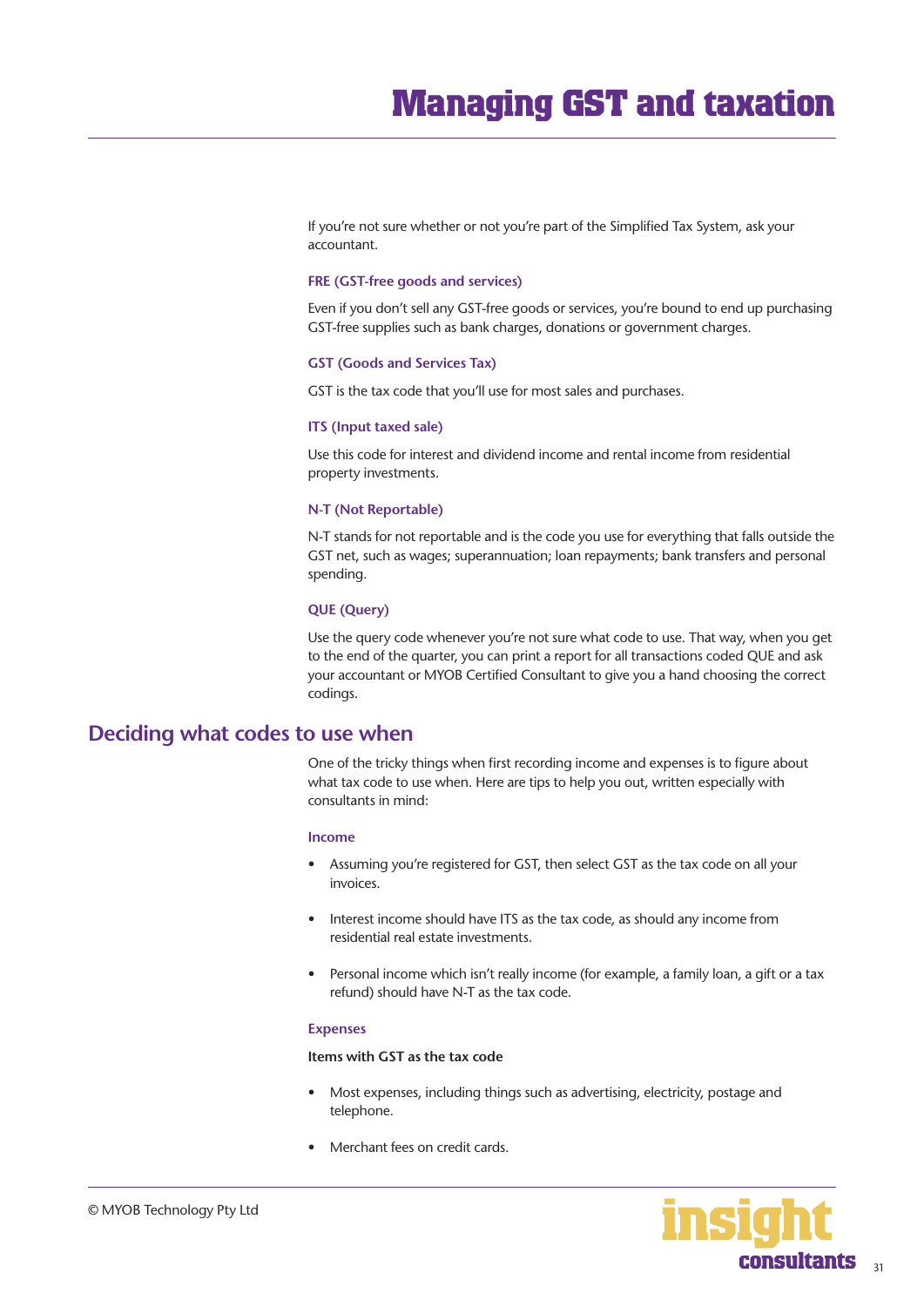If you're not sure whether or not you're part of the Simplified Tax System, ask your accountant.

### FRE (GST-free goods and services)

Even if you don't sell any GST-free goods or services, you're bound to end up purchasing GST-free supplies such as bank charges, donations or government charges.

### GST (Goods and Services Tax)

GST is the tax code that you'll use for most sales and purchases.

### ITS (Input taxed sale)

Use this code for interest and dividend income and rental income from residential property investments.

### N-T (Not Reportable)

N-T stands for not reportable and is the code you use for everything that falls outside the GST net, such as wages; superannuation; loan repayments; bank transfers and personal spending.

### QUE (Query)

Use the query code whenever you're not sure what code to use. That way, when you get to the end of the quarter, you can print a report for all transactions coded QUE and ask your accountant or MYOB Certified Consultant to give you a hand choosing the correct codings.

## Deciding what codes to use when

One of the tricky things when first recording income and expenses is to figure about what tax code to use when. Here are tips to help you out, written especially with consultants in mind:

### Income

- Assuming you're registered for GST, then select GST as the tax code on all your invoices.
- Interest income should have ITS as the tax code, as should any income from residential real estate investments.
- Personal income which isn't really income (for example, a family loan, a gift or a tax refund) should have N-T as the tax code.

### Expenses

**Items with GST as the tax code**

- Most expenses, including things such as advertising, electricity, postage and telephone.
- Merchant fees on credit cards.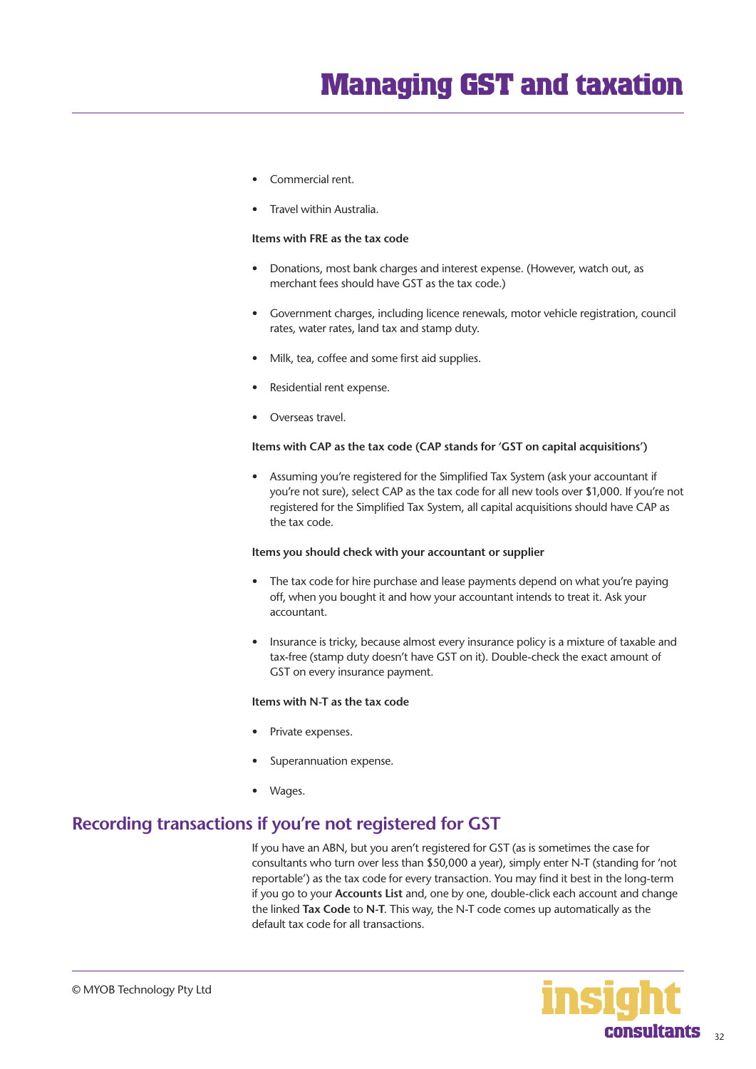- Commercial rent.
- Travel within Australia.

**Items with FRE as the tax code**

- Donations, most bank charges and interest expense. (However, watch out, as merchant fees should have GST as the tax code.)
- Government charges, including licence renewals, motor vehicle registration, council rates, water rates, land tax and stamp duty.
- Milk, tea, coffee and some first aid supplies.
- Residential rent expense.
- Overseas travel.

**Items with CAP as the tax code (CAP stands for 'GST on capital acquisitions')**

- Assuming you're registered for the Simplified Tax System (ask your accountant if you're not sure), select CAP as the tax code for all new tools over $1,000. If you're not registered for the Simplified Tax System, all capital acquisitions should have CAP as the tax code.

**Items you should check with your accountant or supplier**

- The tax code for hire purchase and lease payments depend on what you're paying off, when you bought it and how your accountant intends to treat it. Ask your accountant.
- Insurance is tricky, because almost every insurance policy is a mixture of taxable and tax-free (stamp duty doesn't have GST on it). Double-check the exact amount of GST on every insurance payment.

**Items with N-T as the tax code**

- Private expenses.
- Superannuation expense.
- Wages.

## Recording transactions if you're not registered for GST

If you have an ABN, but you aren't registered for GST (as is sometimes the case for consultants who turn over less than $50,000 a year), simply enter N-T (standing for 'not reportable') as the tax code for every transaction. You may find it best in the long-term if you go to your **Accounts List** and, one by one, double-click each account and change the linked **Tax Code** to **N-T**. This way, the N-T code comes up automatically as the default tax code for all transactions.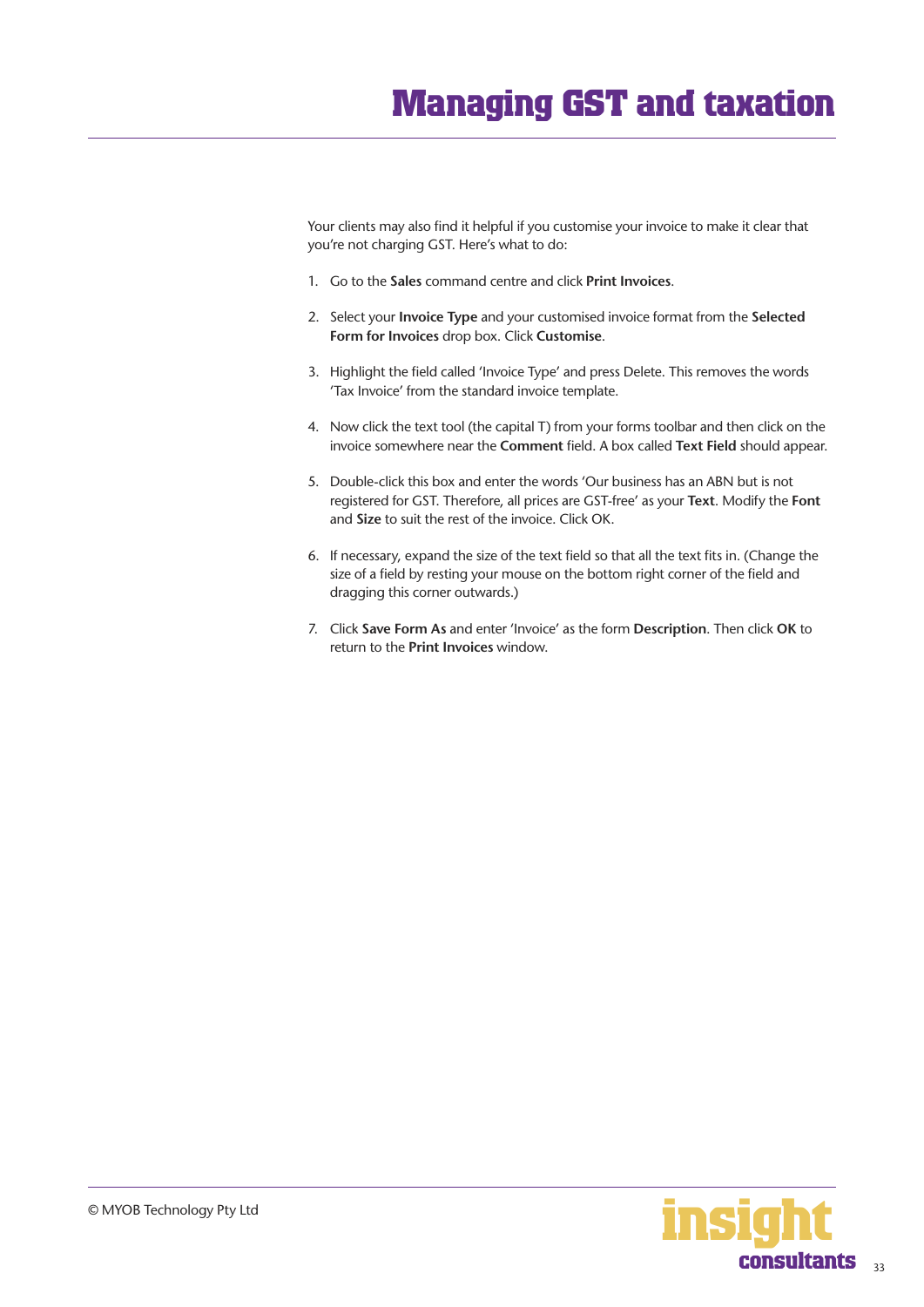# Managing GST and taxation

Your clients may also find it helpful if you customise your invoice to make it clear that you're not charging GST. Here's what to do:

1. Go to the **Sales** command centre and click **Print Invoices**.

2. Select your **Invoice Type** and your customised invoice format from the **Selected Form for Invoices** drop box. Click **Customise**.

3. Highlight the field called 'Invoice Type' and press Delete. This removes the words 'Tax Invoice' from the standard invoice template.

4. Now click the text tool (the capital T) from your forms toolbar and then click on the invoice somewhere near the **Comment** field. A box called **Text Field** should appear.

5. Double-click this box and enter the words 'Our business has an ABN but is not registered for GST. Therefore, all prices are GST-free' as your **Text**. Modify the **Font** and **Size** to suit the rest of the invoice. Click OK.

6. If necessary, expand the size of the text field so that all the text fits in. (Change the size of a field by resting your mouse on the bottom right corner of the field and dragging this corner outwards.)

7. Click **Save Form As** and enter 'Invoice' as the form **Description**. Then click **OK** to return to the **Print Invoices** window.